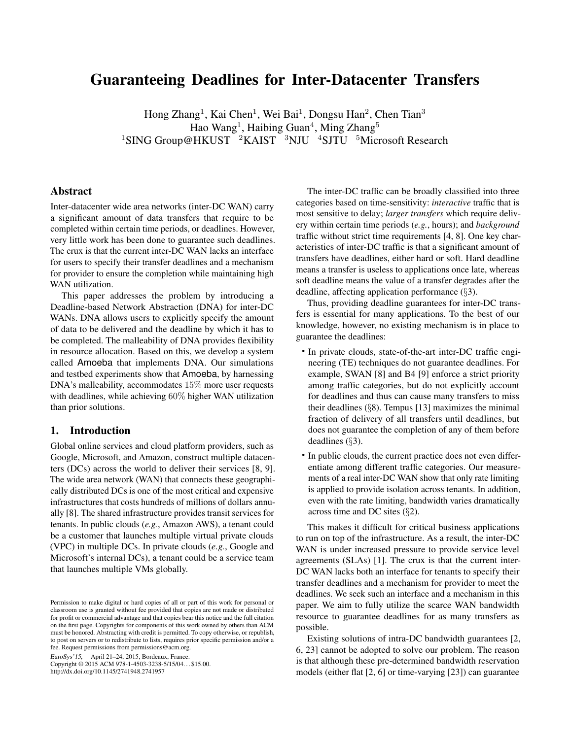# Guaranteeing Deadlines for Inter-Datacenter Transfers

Hong Zhang[1], Kai Chen[1], Wei Bai[1], Dongsu Han[2], Chen Tian[3]
Hao Wang[1], Haibing Guan[4], Ming Zhang[5]
[1]SING Group@HKUST [2]KAIST [3]NJU [4]SJTU [5]Microsoft Research

## Abstract

Inter-datacenter wide area networks (inter-DC WAN) carry a significant amount of data transfers that require to be completed within certain time periods, or deadlines. However, very little work has been done to guarantee such deadlines. The crux is that the current inter-DC WAN lacks an interface for users to specify their transfer deadlines and a mechanism for provider to ensure the completion while maintaining high WAN utilization.

This paper addresses the problem by introducing a Deadline-based Network Abstraction (DNA) for inter-DC WANs. DNA allows users to explicitly specify the amount of data to be delivered and the deadline by which it has to be completed. The malleability of DNA provides flexibility in resource allocation. Based on this, we develop a system called Amoeba that implements DNA. Our simulations and testbed experiments show that Amoeba, by harnessing DNA's malleability, accommodates 15% more user requests with deadlines, while achieving 60% higher WAN utilization than prior solutions.

## 1. Introduction

Global online services and cloud platform providers, such as Google, Microsoft, and Amazon, construct multiple datacenters (DCs) across the world to deliver their services [8, 9]. The wide area network (WAN) that connects these geographically distributed DCs is one of the most critical and expensive infrastructures that costs hundreds of millions of dollars annually [8]. The shared infrastructure provides transit services for tenants. In public clouds (*e.g.*, Amazon AWS), a tenant could be a customer that launches multiple virtual private clouds (VPC) in multiple DCs. In private clouds (*e.g.*, Google and Microsoft's internal DCs), a tenant could be a service team that launches multiple VMs globally.

The inter-DC traffic can be broadly classified into three categories based on time-sensitivity: *interactive* traffic that is most sensitive to delay; *larger transfers* which require delivery within certain time periods (*e.g.*, hours); and *background* traffic without strict time requirements [4, 8]. One key characteristics of inter-DC traffic is that a significant amount of transfers have deadlines, either hard or soft. Hard deadline means a transfer is useless to applications once late, whereas soft deadline means the value of a transfer degrades after the deadline, affecting application performance (§3).

Thus, providing deadline guarantees for inter-DC transfers is essential for many applications. To the best of our knowledge, however, no existing mechanism is in place to guarantee the deadlines:

- In private clouds, state-of-the-art inter-DC traffic engineering (TE) techniques do not guarantee deadlines. For example, SWAN [8] and B4 [9] enforce a strict priority among traffic categories, but do not explicitly account for deadlines and thus can cause many transfers to miss their deadlines (§8). Tempus [13] maximizes the minimal fraction of delivery of all transfers until deadlines, but does not guarantee the completion of any of them before deadlines (§3).
- In public clouds, the current practice does not even differentiate among different traffic categories. Our measurements of a real inter-DC WAN show that only rate limiting is applied to provide isolation across tenants. In addition, even with the rate limiting, bandwidth varies dramatically across time and DC sites (§2).

This makes it difficult for critical business applications to run on top of the infrastructure. As a result, the inter-DC WAN is under increased pressure to provide service level agreements (SLAs) [1]. The crux is that the current inter-DC WAN lacks both an interface for tenants to specify their transfer deadlines and a mechanism for provider to meet the deadlines. We seek such an interface and a mechanism in this paper. We aim to fully utilize the scarce WAN bandwidth resource to guarantee deadlines for as many transfers as possible.

Existing solutions of intra-DC bandwidth guarantees [2, 6, 23] cannot be adopted to solve our problem. The reason is that although these pre-determined bandwidth reservation models (either flat [2, 6] or time-varying [23]) can guarantee

Permission to make digital or hard copies of all or part of this work for personal or classroom use is granted without fee provided that copies are not made or distributed for profit or commercial advantage and that copies bear this notice and the full citation on the first page. Copyrights for components of this work owned by others than ACM must be honored. Abstracting with credit is permitted. To copy otherwise, or republish, to post on servers or to redistribute to lists, requires prior specific permission and/or a fee. Request permissions from permissions@acm.org.

*EuroSys'15*, April 21–24, 2015, Bordeaux, France.
Copyright © 2015 ACM 978-1-4503-3238-5/15/04…$15.00.
http://dx.doi.org/10.1145/2741948.2741957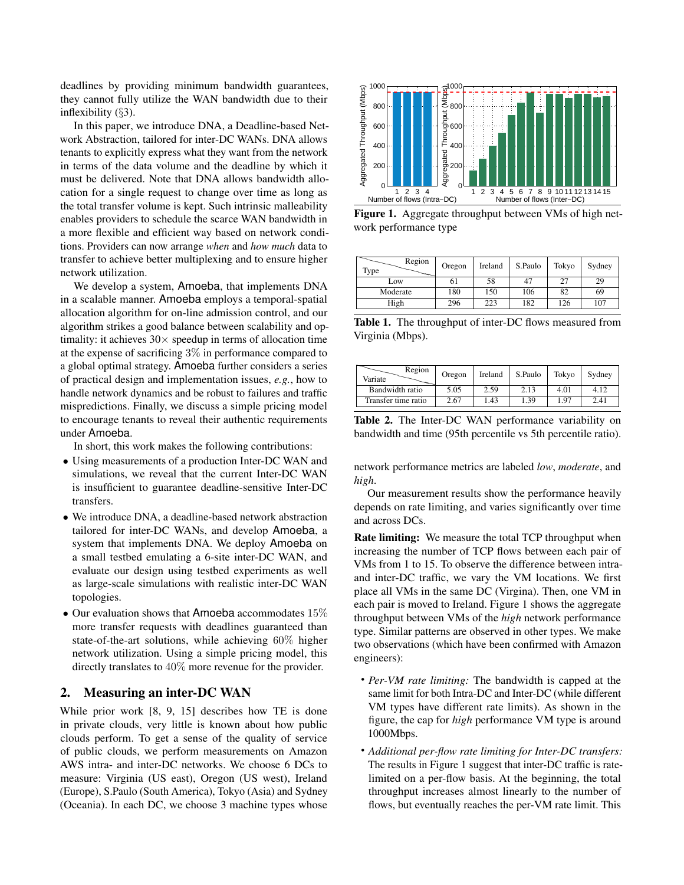deadlines by providing minimum bandwidth guarantees, they cannot fully utilize the WAN bandwidth due to their inflexibility (§3).

In this paper, we introduce DNA, a Deadline-based Network Abstraction, tailored for inter-DC WANs. DNA allows tenants to explicitly express what they want from the network in terms of the data volume and the deadline by which it must be delivered. Note that DNA allows bandwidth allocation for a single request to change over time as long as the total transfer volume is kept. Such intrinsic malleability enables providers to schedule the scarce WAN bandwidth in a more flexible and efficient way based on network conditions. Providers can now arrange *when* and *how much* data to transfer to achieve better multiplexing and to ensure higher network utilization.

We develop a system, Amoeba, that implements DNA in a scalable manner. Amoeba employs a temporal-spatial allocation algorithm for on-line admission control, and our algorithm strikes a good balance between scalability and optimality: it achieves $30\times$ speedup in terms of allocation time at the expense of sacrificing $3\%$ in performance compared to a global optimal strategy. Amoeba further considers a series of practical design and implementation issues, *e.g.*, how to handle network dynamics and be robust to failures and traffic mispredictions. Finally, we discuss a simple pricing model to encourage tenants to reveal their authentic requirements under Amoeba.

In short, this work makes the following contributions:

- Using measurements of a production Inter-DC WAN and simulations, we reveal that the current Inter-DC WAN is insufficient to guarantee deadline-sensitive Inter-DC transfers.
- We introduce DNA, a deadline-based network abstraction tailored for inter-DC WANs, and develop Amoeba, a system that implements DNA. We deploy Amoeba on a small testbed emulating a 6-site inter-DC WAN, and evaluate our design using testbed experiments as well as large-scale simulations with realistic inter-DC WAN topologies.
- Our evaluation shows that Amoeba accommodates $15\%$ more transfer requests with deadlines guaranteed than state-of-the-art solutions, while achieving $60\%$ higher network utilization. Using a simple pricing model, this directly translates to $40\%$ more revenue for the provider.

## 2. Measuring an inter-DC WAN

While prior work [8, 9, 15] describes how TE is done in private clouds, very little is known about how public clouds perform. To get a sense of the quality of service of public clouds, we perform measurements on Amazon AWS intra- and inter-DC networks. We choose 6 DCs to measure: Virginia (US east), Oregon (US west), Ireland (Europe), S.Paulo (South America), Tokyo (Asia) and Sydney (Oceania). In each DC, we choose 3 machine types whose network performance metrics are labeled *low*, *moderate*, and *high*.

**Figure 1.** Aggregate throughput between VMs of high network performance type

| Type \ Region | Oregon | Ireland | S.Paulo | Tokyo | Sydney |
|---|---|---|---|---|---|
| Low | 61 | 58 | 47 | 27 | 29 |
| Moderate | 180 | 150 | 106 | 82 | 69 |
| High | 296 | 223 | 182 | 126 | 107 |

**Table 1.** The throughput of inter-DC flows measured from Virginia (Mbps).

| Variate \ Region | Oregon | Ireland | S.Paulo | Tokyo | Sydney |
|---|---|---|---|---|---|
| Bandwidth ratio | 5.05 | 2.59 | 2.13 | 4.01 | 4.12 |
| Transfer time ratio | 2.67 | 1.43 | 1.39 | 1.97 | 2.41 |

**Table 2.** The Inter-DC WAN performance variability on bandwidth and time (95th percentile vs 5th percentile ratio).

Our measurement results show the performance heavily depends on rate limiting, and varies significantly over time and across DCs.

**Rate limiting:** We measure the total TCP throughput when increasing the number of TCP flows between each pair of VMs from 1 to 15. To observe the difference between intra- and inter-DC traffic, we vary the VM locations. We first place all VMs in the same DC (Virgina). Then, one VM in each pair is moved to Ireland. Figure 1 shows the aggregate throughput between VMs of the *high* network performance type. Similar patterns are observed in other types. We make two observations (which have been confirmed with Amazon engineers):

- *Per-VM rate limiting:* The bandwidth is capped at the same limit for both Intra-DC and Inter-DC (while different VM types have different rate limits). As shown in the figure, the cap for *high* performance VM type is around 1000Mbps.
- *Additional per-flow rate limiting for Inter-DC transfers:* The results in Figure 1 suggest that inter-DC traffic is rate-limited on a per-flow basis. At the beginning, the total throughput increases almost linearly to the number of flows, but eventually reaches the per-VM rate limit. This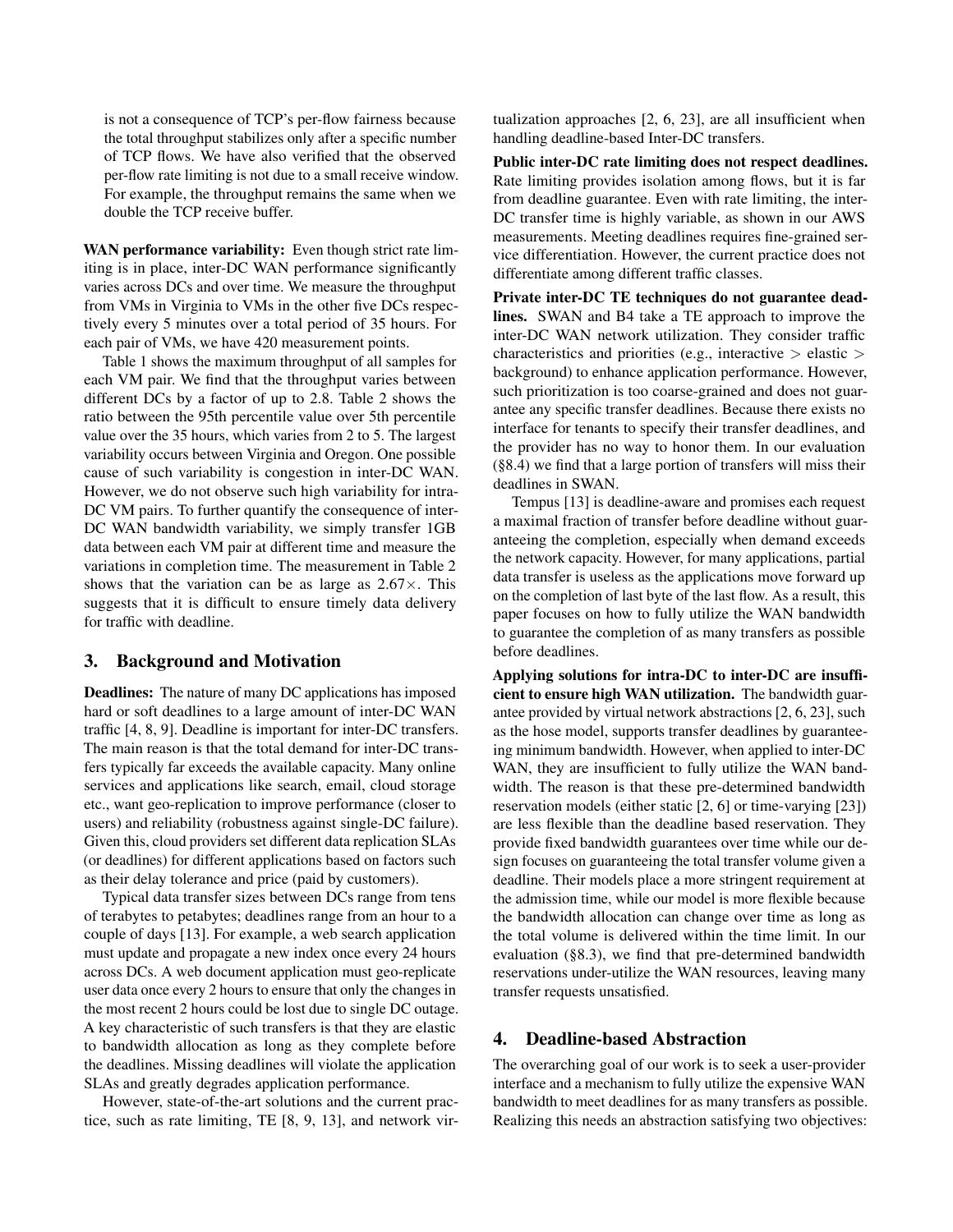is not a consequence of TCP's per-flow fairness because the total throughput stabilizes only after a specific number of TCP flows. We have also verified that the observed per-flow rate limiting is not due to a small receive window. For example, the throughput remains the same when we double the TCP receive buffer.

**WAN performance variability:** Even though strict rate limiting is in place, inter-DC WAN performance significantly varies across DCs and over time. We measure the throughput from VMs in Virginia to VMs in the other five DCs respectively every 5 minutes over a total period of 35 hours. For each pair of VMs, we have 420 measurement points.

Table 1 shows the maximum throughput of all samples for each VM pair. We find that the throughput varies between different DCs by a factor of up to 2.8. Table 2 shows the ratio between the 95th percentile value over 5th percentile value over the 35 hours, which varies from 2 to 5. The largest variability occurs between Virginia and Oregon. One possible cause of such variability is congestion in inter-DC WAN. However, we do not observe such high variability for intra-DC VM pairs. To further quantify the consequence of inter-DC WAN bandwidth variability, we simply transfer 1GB data between each VM pair at different time and measure the variations in completion time. The measurement in Table 2 shows that the variation can be as large as 2.67×. This suggests that it is difficult to ensure timely data delivery for traffic with deadline.

## 3. Background and Motivation

**Deadlines:** The nature of many DC applications has imposed hard or soft deadlines to a large amount of inter-DC WAN traffic [4, 8, 9]. Deadline is important for inter-DC transfers. The main reason is that the total demand for inter-DC transfers typically far exceeds the available capacity. Many online services and applications like search, email, cloud storage etc., want geo-replication to improve performance (closer to users) and reliability (robustness against single-DC failure). Given this, cloud providers set different data replication SLAs (or deadlines) for different applications based on factors such as their delay tolerance and price (paid by customers).

Typical data transfer sizes between DCs range from tens of terabytes to petabytes; deadlines range from an hour to a couple of days [13]. For example, a web search application must update and propagate a new index once every 24 hours across DCs. A web document application must geo-replicate user data once every 2 hours to ensure that only the changes in the most recent 2 hours could be lost due to single DC outage. A key characteristic of such transfers is that they are elastic to bandwidth allocation as long as they complete before the deadlines. Missing deadlines will violate the application SLAs and greatly degrades application performance.

However, state-of-the-art solutions and the current practice, such as rate limiting, TE [8, 9, 13], and network virtualization approaches [2, 6, 23], are all insufficient when handling deadline-based Inter-DC transfers.

**Public inter-DC rate limiting does not respect deadlines.** Rate limiting provides isolation among flows, but it is far from deadline guarantee. Even with rate limiting, the inter-DC transfer time is highly variable, as shown in our AWS measurements. Meeting deadlines requires fine-grained service differentiation. However, the current practice does not differentiate among different traffic classes.

**Private inter-DC TE techniques do not guarantee deadlines.** SWAN and B4 take a TE approach to improve the inter-DC WAN network utilization. They consider traffic characteristics and priorities (e.g., interactive > elastic > background) to enhance application performance. However, such prioritization is too coarse-grained and does not guarantee any specific transfer deadlines. Because there exists no interface for tenants to specify their transfer deadlines, and the provider has no way to honor them. In our evaluation (§8.4) we find that a large portion of transfers will miss their deadlines in SWAN.

Tempus [13] is deadline-aware and promises each request a maximal fraction of transfer before deadline without guaranteeing the completion, especially when demand exceeds the network capacity. However, for many applications, partial data transfer is useless as the applications move forward up on the completion of last byte of the last flow. As a result, this paper focuses on how to fully utilize the WAN bandwidth to guarantee the completion of as many transfers as possible before deadlines.

**Applying solutions for intra-DC to inter-DC are insufficient to ensure high WAN utilization.** The bandwidth guarantee provided by virtual network abstractions [2, 6, 23], such as the hose model, supports transfer deadlines by guaranteeing minimum bandwidth. However, when applied to inter-DC WAN, they are insufficient to fully utilize the WAN bandwidth. The reason is that these pre-determined bandwidth reservation models (either static [2, 6] or time-varying [23]) are less flexible than the deadline based reservation. They provide fixed bandwidth guarantees over time while our design focuses on guaranteeing the total transfer volume given a deadline. Their models place a more stringent requirement at the admission time, while our model is more flexible because the bandwidth allocation can change over time as long as the total volume is delivered within the time limit. In our evaluation (§8.3), we find that pre-determined bandwidth reservations under-utilize the WAN resources, leaving many transfer requests unsatisfied.

## 4. Deadline-based Abstraction

The overarching goal of our work is to seek a user-provider interface and a mechanism to fully utilize the expensive WAN bandwidth to meet deadlines for as many transfers as possible. Realizing this needs an abstraction satisfying two objectives: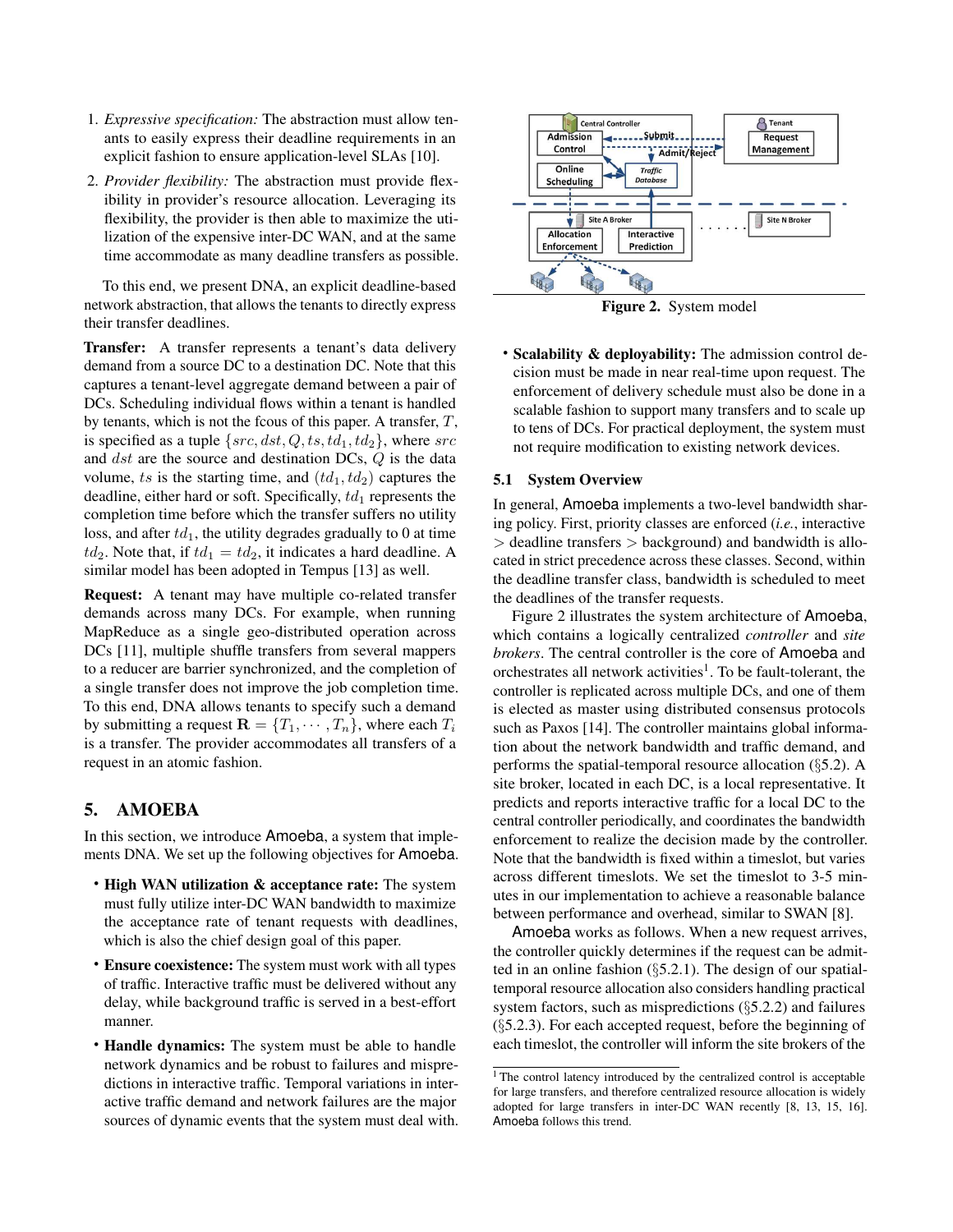1. *Expressive specification:* The abstraction must allow tenants to easily express their deadline requirements in an explicit fashion to ensure application-level SLAs [10].
2. *Provider flexibility:* The abstraction must provide flexibility in provider's resource allocation. Leveraging its flexibility, the provider is then able to maximize the utilization of the expensive inter-DC WAN, and at the same time accommodate as many deadline transfers as possible.

To this end, we present DNA, an explicit deadline-based network abstraction, that allows the tenants to directly express their transfer deadlines.

**Transfer:** A transfer represents a tenant's data delivery demand from a source DC to a destination DC. Note that this captures a tenant-level aggregate demand between a pair of DCs. Scheduling individual flows within a tenant is handled by tenants, which is not the fcous of this paper. A transfer, $T$, is specified as a tuple $\{src, dst, Q, ts, td_1, td_2\}$, where $src$ and $dst$ are the source and destination DCs, $Q$ is the data volume, $ts$ is the starting time, and $(td_1, td_2)$ captures the deadline, either hard or soft. Specifically, $td_1$ represents the completion time before which the transfer suffers no utility loss, and after $td_1$, the utility degrades gradually to 0 at time $td_2$. Note that, if $td_1 = td_2$, it indicates a hard deadline. A similar model has been adopted in Tempus [13] as well.

**Request:** A tenant may have multiple co-related transfer demands across many DCs. For example, when running MapReduce as a single geo-distributed operation across DCs [11], multiple shuffle transfers from several mappers to a reducer are barrier synchronized, and the completion of a single transfer does not improve the job completion time. To this end, DNA allows tenants to specify such a demand by submitting a request $\mathbf{R} = \{T_1, \cdots, T_n\}$, where each $T_i$ is a transfer. The provider accommodates all transfers of a request in an atomic fashion.

## 5. AMOEBA

In this section, we introduce Amoeba, a system that implements DNA. We set up the following objectives for Amoeba.

- **High WAN utilization & acceptance rate:** The system must fully utilize inter-DC WAN bandwidth to maximize the acceptance rate of tenant requests with deadlines, which is also the chief design goal of this paper.
- **Ensure coexistence:** The system must work with all types of traffic. Interactive traffic must be delivered without any delay, while background traffic is served in a best-effort manner.
- **Handle dynamics:** The system must be able to handle network dynamics and be robust to failures and mispredictions in interactive traffic. Temporal variations in interactive traffic demand and network failures are the major sources of dynamic events that the system must deal with.
- **Scalability & deployability:** The admission control decision must be made in near real-time upon request. The enforcement of delivery schedule must also be done in a scalable fashion to support many transfers and to scale up to tens of DCs. For practical deployment, the system must not require modification to existing network devices.

Figure 2. System model

### 5.1 System Overview

In general, Amoeba implements a two-level bandwidth sharing policy. First, priority classes are enforced (*i.e.*, interactive > deadline transfers > background) and bandwidth is allocated in strict precedence across these classes. Second, within the deadline transfer class, bandwidth is scheduled to meet the deadlines of the transfer requests.

Figure 2 illustrates the system architecture of Amoeba, which contains a logically centralized *controller* and *site brokers*. The central controller is the core of Amoeba and orchestrates all network activities[1]. To be fault-tolerant, the controller is replicated across multiple DCs, and one of them is elected as master using distributed consensus protocols such as Paxos [14]. The controller maintains global information about the network bandwidth and traffic demand, and performs the spatial-temporal resource allocation (§5.2). A site broker, located in each DC, is a local representative. It predicts and reports interactive traffic for a local DC to the central controller periodically, and coordinates the bandwidth enforcement to realize the decision made by the controller. Note that the bandwidth is fixed within a timeslot, but varies across different timeslots. We set the timeslot to 3-5 minutes in our implementation to achieve a reasonable balance between performance and overhead, similar to SWAN [8].

Amoeba works as follows. When a new request arrives, the controller quickly determines if the request can be admitted in an online fashion (§5.2.1). The design of our spatial-temporal resource allocation also considers handling practical system factors, such as mispredictions (§5.2.2) and failures (§5.2.3). For each accepted request, before the beginning of each timeslot, the controller will inform the site brokers of the

[1] The control latency introduced by the centralized control is acceptable for large transfers, and therefore centralized resource allocation is widely adopted for large transfers in inter-DC WAN recently [8, 13, 15, 16]. Amoeba follows this trend.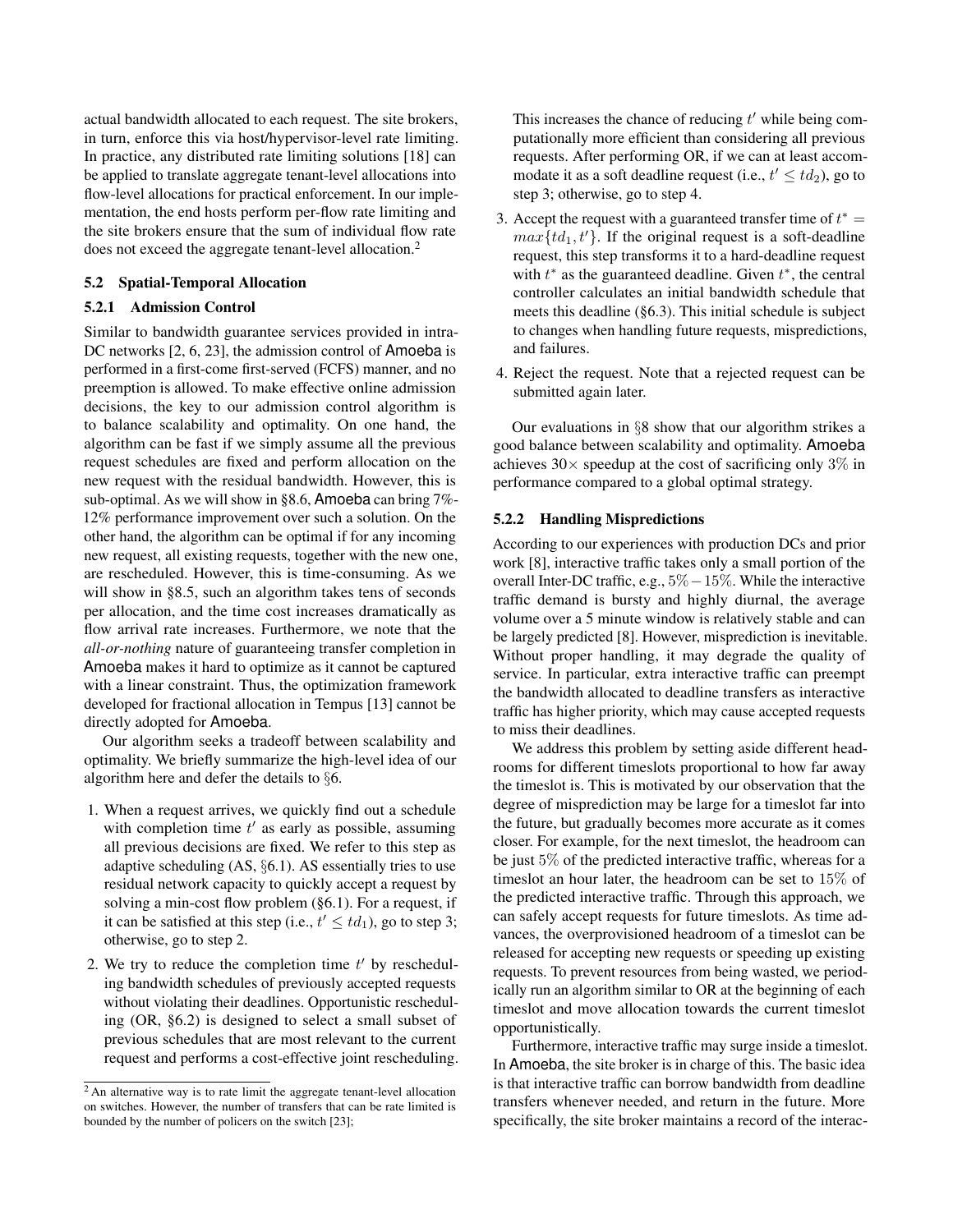actual bandwidth allocated to each request. The site brokers, in turn, enforce this via host/hypervisor-level rate limiting. In practice, any distributed rate limiting solutions [18] can be applied to translate aggregate tenant-level allocations into flow-level allocations for practical enforcement. In our implementation, the end hosts perform per-flow rate limiting and the site brokers ensure that the sum of individual flow rate does not exceed the aggregate tenant-level allocation.[2]

### 5.2 Spatial-Temporal Allocation

#### 5.2.1 Admission Control

Similar to bandwidth guarantee services provided in intra-DC networks [2, 6, 23], the admission control of Amoeba is performed in a first-come first-served (FCFS) manner, and no preemption is allowed. To make effective online admission decisions, the key to our admission control algorithm is to balance scalability and optimality. On one hand, the algorithm can be fast if we simply assume all the previous request schedules are fixed and perform allocation on the new request with the residual bandwidth. However, this is sub-optimal. As we will show in §8.6, Amoeba can bring 7%-12% performance improvement over such a solution. On the other hand, the algorithm can be optimal if for any incoming new request, all existing requests, together with the new one, are rescheduled. However, this is time-consuming. As we will show in §8.5, such an algorithm takes tens of seconds per allocation, and the time cost increases dramatically as flow arrival rate increases. Furthermore, we note that the *all-or-nothing* nature of guaranteeing transfer completion in Amoeba makes it hard to optimize as it cannot be captured with a linear constraint. Thus, the optimization framework developed for fractional allocation in Tempus [13] cannot be directly adopted for Amoeba.

Our algorithm seeks a tradeoff between scalability and optimality. We briefly summarize the high-level idea of our algorithm here and defer the details to §6.

1. When a request arrives, we quickly find out a schedule with completion time $t'$ as early as possible, assuming all previous decisions are fixed. We refer to this step as adaptive scheduling (AS, §6.1). AS essentially tries to use residual network capacity to quickly accept a request by solving a min-cost flow problem (§6.1). For a request, if it can be satisfied at this step (i.e., $t' \leq td_1$), go to step 3; otherwise, go to step 2.
2. We try to reduce the completion time $t'$ by rescheduling bandwidth schedules of previously accepted requests without violating their deadlines. Opportunistic rescheduling (OR, §6.2) is designed to select a small subset of previous schedules that are most relevant to the current request and performs a cost-effective joint rescheduling. This increases the chance of reducing $t'$ while being computationally more efficient than considering all previous requests. After performing OR, if we can at least accommodate it as a soft deadline request (i.e., $t' \leq td_2$), go to step 3; otherwise, go to step 4.
3. Accept the request with a guaranteed transfer time of $t^* = max\{td_1, t'\}$. If the original request is a soft-deadline request, this step transforms it to a hard-deadline request with $t^*$ as the guaranteed deadline. Given $t^*$, the central controller calculates an initial bandwidth schedule that meets this deadline (§6.3). This initial schedule is subject to changes when handling future requests, mispredictions, and failures.
4. Reject the request. Note that a rejected request can be submitted again later.

Our evaluations in §8 show that our algorithm strikes a good balance between scalability and optimality. Amoeba achieves 30× speedup at the cost of sacrificing only 3% in performance compared to a global optimal strategy.

#### 5.2.2 Handling Mispredictions

According to our experiences with production DCs and prior work [8], interactive traffic takes only a small portion of the overall Inter-DC traffic, e.g., $5\% - 15\%$. While the interactive traffic demand is bursty and highly diurnal, the average volume over a 5 minute window is relatively stable and can be largely predicted [8]. However, misprediction is inevitable. Without proper handling, it may degrade the quality of service. In particular, extra interactive traffic can preempt the bandwidth allocated to deadline transfers as interactive traffic has higher priority, which may cause accepted requests to miss their deadlines.

We address this problem by setting aside different headrooms for different timeslots proportional to how far away the timeslot is. This is motivated by our observation that the degree of misprediction may be large for a timeslot far into the future, but gradually becomes more accurate as it comes closer. For example, for the next timeslot, the headroom can be just 5% of the predicted interactive traffic, whereas for a timeslot an hour later, the headroom can be set to 15% of the predicted interactive traffic. Through this approach, we can safely accept requests for future timeslots. As time advances, the overprovisioned headroom of a timeslot can be released for accepting new requests or speeding up existing requests. To prevent resources from being wasted, we periodically run an algorithm similar to OR at the beginning of each timeslot and move allocation towards the current timeslot opportunistically.

Furthermore, interactive traffic may surge inside a timeslot. In Amoeba, the site broker is in charge of this. The basic idea is that interactive traffic can borrow bandwidth from deadline transfers whenever needed, and return in the future. More specifically, the site broker maintains a record of the interac-

[2] An alternative way is to rate limit the aggregate tenant-level allocation on switches. However, the number of transfers that can be rate limited is bounded by the number of policers on the switch [23];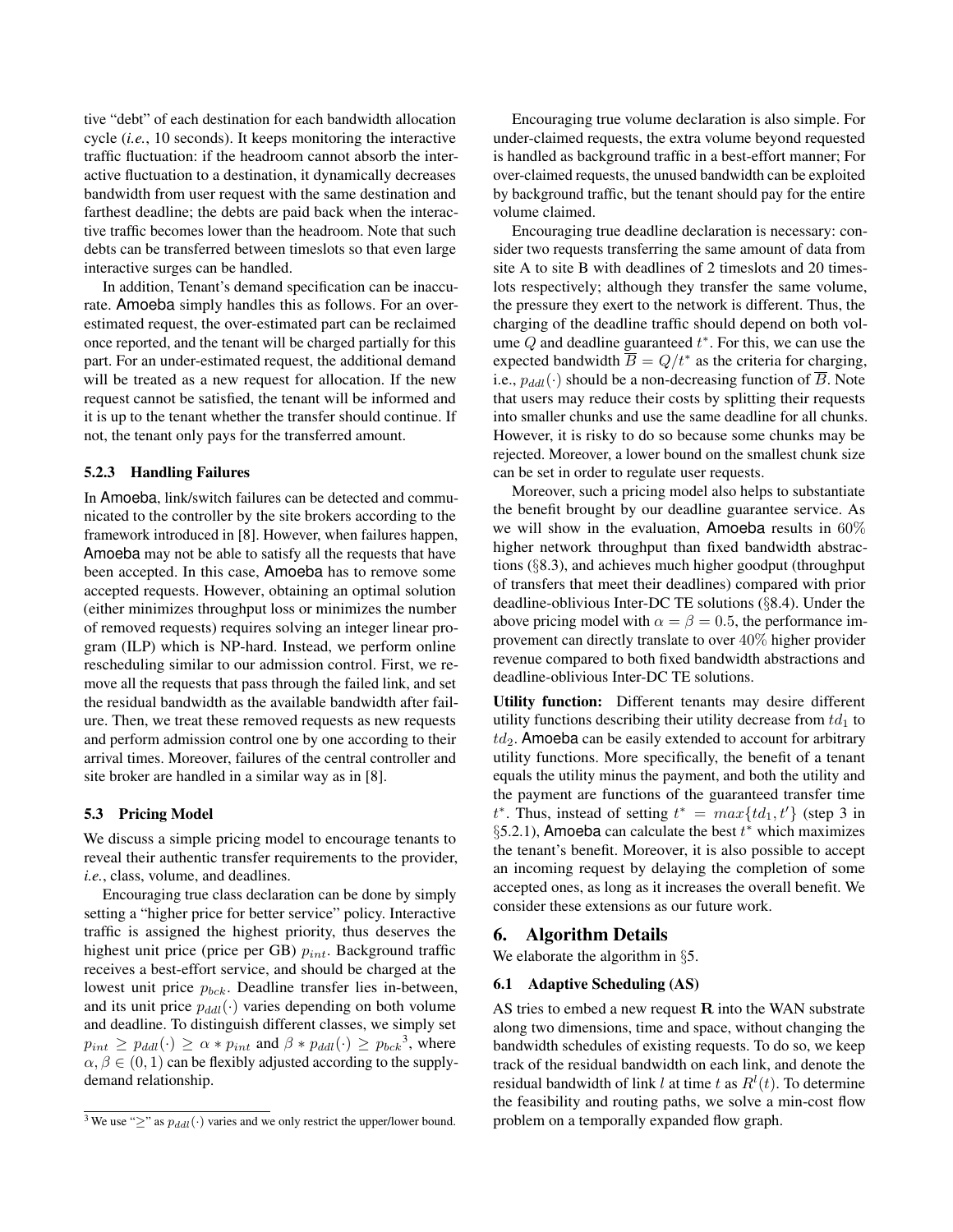tive "debt" of each destination for each bandwidth allocation cycle (*i.e.*, 10 seconds). It keeps monitoring the interactive traffic fluctuation: if the headroom cannot absorb the interactive fluctuation to a destination, it dynamically decreases bandwidth from user request with the same destination and farthest deadline; the debts are paid back when the interactive traffic becomes lower than the headroom. Note that such debts can be transferred between timeslots so that even large interactive surges can be handled.

In addition, Tenant's demand specification can be inaccurate. Amoeba simply handles this as follows. For an over-estimated request, the over-estimated part can be reclaimed once reported, and the tenant will be charged partially for this part. For an under-estimated request, the additional demand will be treated as a new request for allocation. If the new request cannot be satisfied, the tenant will be informed and it is up to the tenant whether the transfer should continue. If not, the tenant only pays for the transferred amount.

### 5.2.3 Handling Failures

In Amoeba, link/switch failures can be detected and communicated to the controller by the site brokers according to the framework introduced in [8]. However, when failures happen, Amoeba may not be able to satisfy all the requests that have been accepted. In this case, Amoeba has to remove some accepted requests. However, obtaining an optimal solution (either minimizes throughput loss or minimizes the number of removed requests) requires solving an integer linear program (ILP) which is NP-hard. Instead, we perform online rescheduling similar to our admission control. First, we remove all the requests that pass through the failed link, and set the residual bandwidth as the available bandwidth after failure. Then, we treat these removed requests as new requests and perform admission control one by one according to their arrival times. Moreover, failures of the central controller and site broker are handled in a similar way as in [8].

## 5.3 Pricing Model

We discuss a simple pricing model to encourage tenants to reveal their authentic transfer requirements to the provider, *i.e.*, class, volume, and deadlines.

Encouraging true class declaration can be done by simply setting a "higher price for better service" policy. Interactive traffic is assigned the highest priority, thus deserves the highest unit price (price per GB) $p_{int}$. Background traffic receives a best-effort service, and should be charged at the lowest unit price $p_{bck}$. Deadline transfer lies in-between, and its unit price $p_{ddl}(\cdot)$ varies depending on both volume and deadline. To distinguish different classes, we simply set $p_{int} \geq p_{ddl}(\cdot) \geq \alpha * p_{int}$ and $\beta * p_{ddl}(\cdot) \geq p_{bck}$[3], where $\alpha, \beta \in (0, 1)$ can be flexibly adjusted according to the supply-demand relationship.

[3] We use "$\geq$" as $p_{ddl}(\cdot)$ varies and we only restrict the upper/lower bound.

Encouraging true volume declaration is also simple. For under-claimed requests, the extra volume beyond requested is handled as background traffic in a best-effort manner; For over-claimed requests, the unused bandwidth can be exploited by background traffic, but the tenant should pay for the entire volume claimed.

Encouraging true deadline declaration is necessary: consider two requests transferring the same amount of data from site A to site B with deadlines of 2 timeslots and 20 timeslots respectively; although they transfer the same volume, the pressure they exert to the network is different. Thus, the charging of the deadline traffic should depend on both volume $Q$ and deadline guaranteed $t^*$. For this, we can use the expected bandwidth $\overline{B} = Q/t^*$ as the criteria for charging, i.e., $p_{ddl}(\cdot)$ should be a non-decreasing function of $\overline{B}$. Note that users may reduce their costs by splitting their requests into smaller chunks and use the same deadline for all chunks. However, it is risky to do so because some chunks may be rejected. Moreover, a lower bound on the smallest chunk size can be set in order to regulate user requests.

Moreover, such a pricing model also helps to substantiate the benefit brought by our deadline guarantee service. As we will show in the evaluation, Amoeba results in $60\%$ higher network throughput than fixed bandwidth abstractions (§8.3), and achieves much higher goodput (throughput of transfers that meet their deadlines) compared with prior deadline-oblivious Inter-DC TE solutions (§8.4). Under the above pricing model with $\alpha = \beta = 0.5$, the performance improvement can directly translate to over $40\%$ higher provider revenue compared to both fixed bandwidth abstractions and deadline-oblivious Inter-DC TE solutions.

**Utility function:** Different tenants may desire different utility functions describing their utility decrease from $td_1$ to $td_2$. Amoeba can be easily extended to account for arbitrary utility functions. More specifically, the benefit of a tenant equals the utility minus the payment, and both the utility and the payment are functions of the guaranteed transfer time $t^*$. Thus, instead of setting $t^* = max\{td_1, t'\}$ (step 3 in §5.2.1), Amoeba can calculate the best $t^*$ which maximizes the tenant's benefit. Moreover, it is also possible to accept an incoming request by delaying the completion of some accepted ones, as long as it increases the overall benefit. We consider these extensions as our future work.

# 6. Algorithm Details

We elaborate the algorithm in §5.

## 6.1 Adaptive Scheduling (AS)

AS tries to embed a new request $\mathbf{R}$ into the WAN substrate along two dimensions, time and space, without changing the bandwidth schedules of existing requests. To do so, we keep track of the residual bandwidth on each link, and denote the residual bandwidth of link $l$ at time $t$ as $R^l(t)$. To determine the feasibility and routing paths, we solve a min-cost flow problem on a temporally expanded flow graph.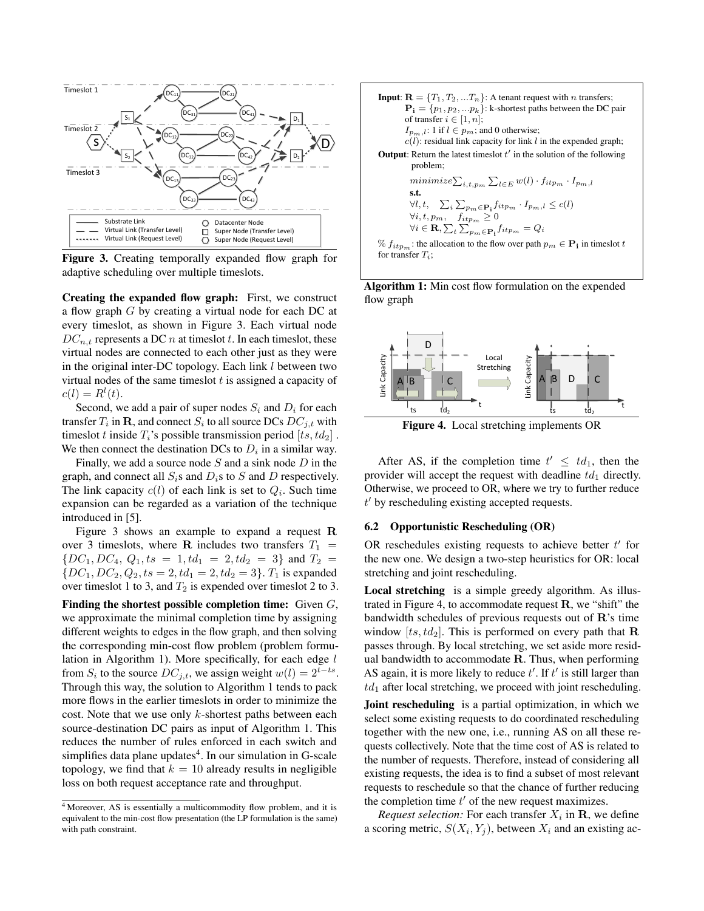Figure 3. Creating temporally expanded flow graph for adaptive scheduling over multiple timeslots.

**Creating the expanded flow graph:** First, we construct a flow graph $G$ by creating a virtual node for each DC at every timeslot, as shown in Figure 3. Each virtual node $DC_{n,t}$ represents a DC $n$ at timeslot $t$. In each timeslot, these virtual nodes are connected to each other just as they were in the original inter-DC topology. Each link $l$ between two virtual nodes of the same timeslot $t$ is assigned a capacity of $c(l) = R^l(t)$.

Second, we add a pair of super nodes $S_i$ and $D_i$ for each transfer $T_i$ in $\mathbf{R}$, and connect $S_i$ to all source DCs $DC_{j,t}$ with timeslot $t$ inside $T_i$'s possible transmission period $[ts, td_2]$. We then connect the destination DCs to $D_i$ in a similar way.

Finally, we add a source node $S$ and a sink node $D$ in the graph, and connect all $S_i$s and $D_i$s to $S$ and $D$ respectively. The link capacity $c(l)$ of each link is set to $Q_i$. Such time expansion can be regarded as a variation of the technique introduced in [5].

Figure 3 shows an example to expand a request $\mathbf{R}$ over 3 timeslots, where $\mathbf{R}$ includes two transfers $T_1 = \{DC_1, DC_4, Q_1, ts = 1, td_1 = 2, td_2 = 3\}$ and $T_2 = \{DC_1, DC_2, Q_2, ts = 2, td_1 = 2, td_2 = 3\}$. $T_1$ is expanded over timeslot 1 to 3, and $T_2$ is expended over timeslot 2 to 3.

**Finding the shortest possible completion time:** Given $G$, we approximate the minimal completion time by assigning different weights to edges in the flow graph, and then solving the corresponding min-cost flow problem (problem formulation in Algorithm 1). More specifically, for each edge $l$ from $S_i$ to the source $DC_{j,t}$, we assign weight $w(l) = 2^{t-ts}$. Through this way, the solution to Algorithm 1 tends to pack more flows in the earlier timeslots in order to minimize the cost. Note that we use only $k$-shortest paths between each source-destination DC pairs as input of Algorithm 1. This reduces the number of rules enforced in each switch and simplifies data plane updates[4]. In our simulation in G-scale topology, we find that $k = 10$ already results in negligible loss on both request acceptance rate and throughput.

[4] Moreover, AS is essentially a multicommodity flow problem, and it is equivalent to the min-cost flow presentation (the LP formulation is the same) with path constraint.

**Input**: $\mathbf{R} = \{T_1, T_2, ...T_n\}$: A tenant request with $n$ transfers;
$\mathbf{P_i} = \{p_1, p_2, ...p_k\}$: k-shortest paths between the DC pair of transfer $i \in [1, n]$;
$I_{p_m,l}$: 1 if $l \in p_m$; and 0 otherwise;
$c(l)$: residual link capacity for link $l$ in the expended graph;

**Output**: Return the latest timeslot $t'$ in the solution of the following problem;

$$minimize \sum_{i,t,p_m} \sum_{l \in E} w(l) \cdot f_{itp_m} \cdot I_{p_m,l}$$

**s.t.**

$$\forall l, t, \quad \sum_i \sum_{p_m \in \mathbf{P_i}} f_{itp_m} \cdot I_{p_m,l} \le c(l)$$
$$\forall i, t, p_m, \quad f_{itp_m} \ge 0$$
$$\forall i \in \mathbf{R}, \sum_t \sum_{p_m \in \mathbf{P_i}} f_{itp_m} = Q_i$$

% $f_{itp_m}$: the allocation to the flow over path $p_m \in \mathbf{P_i}$ in timeslot $t$ for transfer $T_i$;

**Algorithm 1:** Min cost flow formulation on the expended flow graph

Figure 4. Local stretching implements OR

After AS, if the completion time $t' \le td_1$, then the provider will accept the request with deadline $td_1$ directly. Otherwise, we proceed to OR, where we try to further reduce $t'$ by rescheduling existing accepted requests.

### 6.2 Opportunistic Rescheduling (OR)

OR reschedules existing requests to achieve better $t'$ for the new one. We design a two-step heuristics for OR: local stretching and joint rescheduling.

**Local stretching** is a simple greedy algorithm. As illustrated in Figure 4, to accommodate request $\mathbf{R}$, we "shift" the bandwidth schedules of previous requests out of $\mathbf{R}$'s time window $[ts, td_2]$. This is performed on every path that $\mathbf{R}$ passes through. By local stretching, we set aside more residual bandwidth to accommodate $\mathbf{R}$. Thus, when performing AS again, it is more likely to reduce $t'$. If $t'$ is still larger than $td_1$ after local stretching, we proceed with joint rescheduling.

**Joint rescheduling** is a partial optimization, in which we select some existing requests to do coordinated rescheduling together with the new one, i.e., running AS on all these requests collectively. Note that the time cost of AS is related to the number of requests. Therefore, instead of considering all existing requests, the idea is to find a subset of most relevant requests to reschedule so that the chance of further reducing the completion time $t'$ of the new request maximizes.

*Request selection:* For each transfer $X_i$ in $\mathbf{R}$, we define a scoring metric, $S(X_i, Y_j)$, between $X_i$ and an existing ac-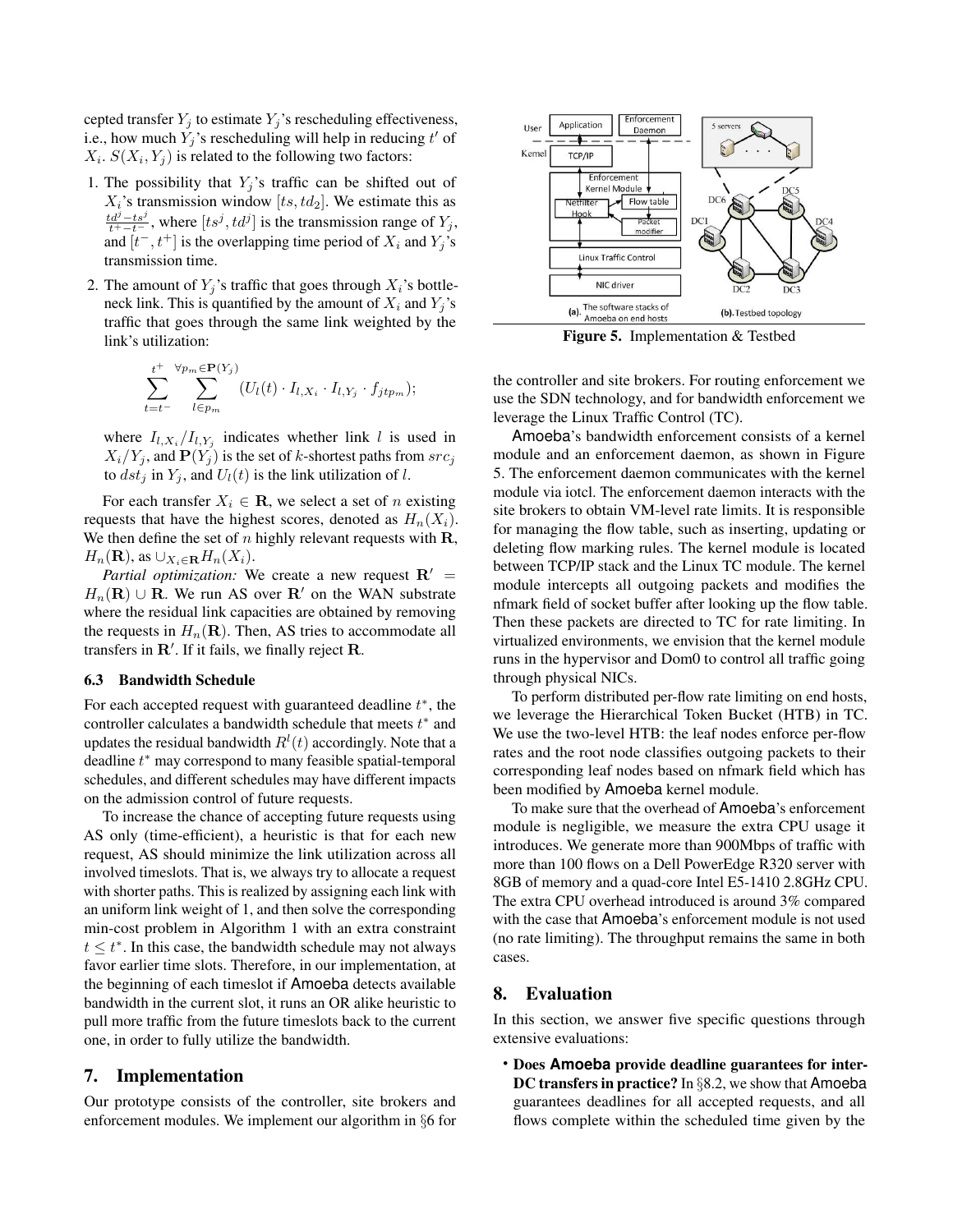cepted transfer $Y_j$ to estimate $Y_j$'s rescheduling effectiveness, i.e., how much $Y_j$'s rescheduling will help in reducing $t'$ of $X_i$. $S(X_i, Y_j)$ is related to the following two factors:

1. The possibility that $Y_j$'s traffic can be shifted out of $X_i$'s transmission window $[ts, td_2]$. We estimate this as $\frac{td^j - ts^j}{t^+ - t^-}$, where $[ts^j, td^j]$ is the transmission range of $Y_j$, and $[t^-, t^+]$ is the overlapping time period of $X_i$ and $Y_j$'s transmission time.
2. The amount of $Y_j$'s traffic that goes through $X_i$'s bottleneck link. This is quantified by the amount of $X_i$ and $Y_j$'s traffic that goes through the same link weighted by the link's utilization:

$$\sum_{t=t^-}^{t^+} \sum_{l \in p_m}^{\forall p_m \in \mathbf{P}(Y_j)} (U_l(t) \cdot I_{l,X_i} \cdot I_{l,Y_j} \cdot f_{jtp_m});$$

where $I_{l,X_i}/I_{l,Y_j}$ indicates whether link $l$ is used in $X_i/Y_j$, and $\mathbf{P}(Y_j)$ is the set of $k$-shortest paths from $src_j$ to $dst_j$ in $Y_j$, and $U_l(t)$ is the link utilization of $l$.

For each transfer $X_i \in \mathbf{R}$, we select a set of $n$ existing requests that have the highest scores, denoted as $H_n(X_i)$. We then define the set of $n$ highly relevant requests with $\mathbf{R}$, $H_n(\mathbf{R})$, as $\cup_{X_i \in \mathbf{R}} H_n(X_i)$.

*Partial optimization:* We create a new request $\mathbf{R}' = H_n(\mathbf{R}) \cup \mathbf{R}$. We run AS over $\mathbf{R}'$ on the WAN substrate where the residual link capacities are obtained by removing the requests in $H_n(\mathbf{R})$. Then, AS tries to accommodate all transfers in $\mathbf{R}'$. If it fails, we finally reject $\mathbf{R}$.

### 6.3 Bandwidth Schedule

For each accepted request with guaranteed deadline $t^*$, the controller calculates a bandwidth schedule that meets $t^*$ and updates the residual bandwidth $R^l(t)$ accordingly. Note that a deadline $t^*$ may correspond to many feasible spatial-temporal schedules, and different schedules may have different impacts on the admission control of future requests.

To increase the chance of accepting future requests using AS only (time-efficient), a heuristic is that for each new request, AS should minimize the link utilization across all involved timeslots. That is, we always try to allocate a request with shorter paths. This is realized by assigning each link with an uniform link weight of 1, and then solve the corresponding min-cost problem in Algorithm 1 with an extra constraint $t \leq t^*$. In this case, the bandwidth schedule may not always favor earlier time slots. Therefore, in our implementation, at the beginning of each timeslot if Amoeba detects available bandwidth in the current slot, it runs an OR alike heuristic to pull more traffic from the future timeslots back to the current one, in order to fully utilize the bandwidth.

## 7. Implementation

Our prototype consists of the controller, site brokers and enforcement modules. We implement our algorithm in §6 for the controller and site brokers. For routing enforcement we use the SDN technology, and for bandwidth enforcement we leverage the Linux Traffic Control (TC).

Figure 5. Implementation & Testbed

Amoeba's bandwidth enforcement consists of a kernel module and an enforcement daemon, as shown in Figure 5. The enforcement daemon communicates with the kernel module via iotcl. The enforcement daemon interacts with the site brokers to obtain VM-level rate limits. It is responsible for managing the flow table, such as inserting, updating or deleting flow marking rules. The kernel module is located between TCP/IP stack and the Linux TC module. The kernel module intercepts all outgoing packets and modifies the nfmark field of socket buffer after looking up the flow table. Then these packets are directed to TC for rate limiting. In virtualized environments, we envision that the kernel module runs in the hypervisor and Dom0 to control all traffic going through physical NICs.

To perform distributed per-flow rate limiting on end hosts, we leverage the Hierarchical Token Bucket (HTB) in TC. We use the two-level HTB: the leaf nodes enforce per-flow rates and the root node classifies outgoing packets to their corresponding leaf nodes based on nfmark field which has been modified by Amoeba kernel module.

To make sure that the overhead of Amoeba's enforcement module is negligible, we measure the extra CPU usage it introduces. We generate more than 900Mbps of traffic with more than 100 flows on a Dell PowerEdge R320 server with 8GB of memory and a quad-core Intel E5-1410 2.8GHz CPU. The extra CPU overhead introduced is around 3% compared with the case that Amoeba's enforcement module is not used (no rate limiting). The throughput remains the same in both cases.

## 8. Evaluation

In this section, we answer five specific questions through extensive evaluations:

- **Does Amoeba provide deadline guarantees for inter-DC transfers in practice?** In §8.2, we show that Amoeba guarantees deadlines for all accepted requests, and all flows complete within the scheduled time given by the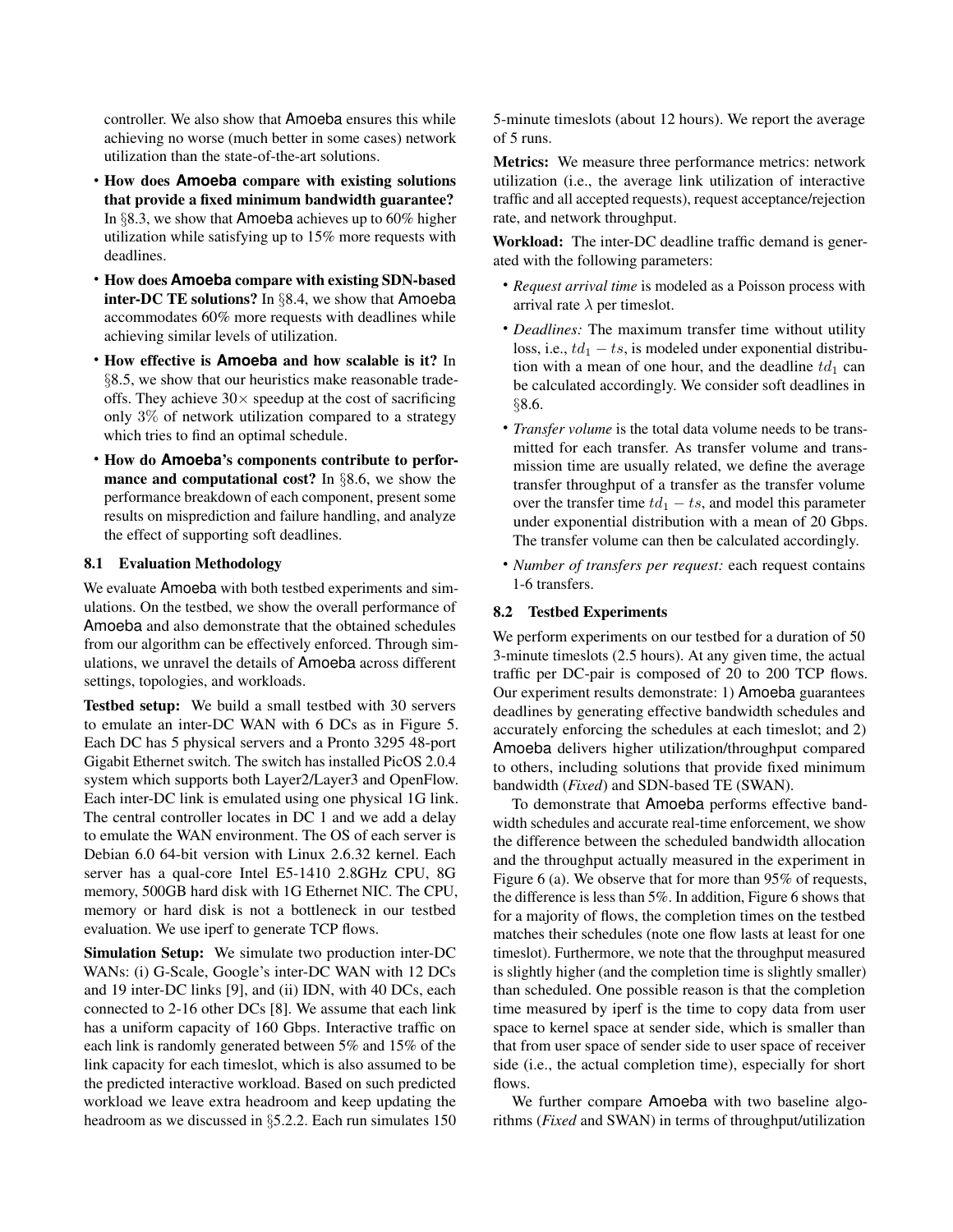controller. We also show that Amoeba ensures this while achieving no worse (much better in some cases) network utilization than the state-of-the-art solutions.

- **How does Amoeba compare with existing solutions that provide a fixed minimum bandwidth guarantee?** In §8.3, we show that Amoeba achieves up to 60% higher utilization while satisfying up to 15% more requests with deadlines.
- **How does Amoeba compare with existing SDN-based inter-DC TE solutions?** In §8.4, we show that Amoeba accommodates 60% more requests with deadlines while achieving similar levels of utilization.
- **How effective is Amoeba and how scalable is it?** In §8.5, we show that our heuristics make reasonable trade-offs. They achieve $30\times$ speedup at the cost of sacrificing only $3\%$ of network utilization compared to a strategy which tries to find an optimal schedule.
- **How do Amoeba's components contribute to performance and computational cost?** In §8.6, we show the performance breakdown of each component, present some results on misprediction and failure handling, and analyze the effect of supporting soft deadlines.

### 8.1 Evaluation Methodology

We evaluate Amoeba with both testbed experiments and simulations. On the testbed, we show the overall performance of Amoeba and also demonstrate that the obtained schedules from our algorithm can be effectively enforced. Through simulations, we unravel the details of Amoeba across different settings, topologies, and workloads.

**Testbed setup:** We build a small testbed with 30 servers to emulate an inter-DC WAN with 6 DCs as in Figure 5. Each DC has 5 physical servers and a Pronto 3295 48-port Gigabit Ethernet switch. The switch has installed PicOS 2.0.4 system which supports both Layer2/Layer3 and OpenFlow. Each inter-DC link is emulated using one physical 1G link. The central controller locates in DC 1 and we add a delay to emulate the WAN environment. The OS of each server is Debian 6.0 64-bit version with Linux 2.6.32 kernel. Each server has a qual-core Intel E5-1410 2.8GHz CPU, 8G memory, 500GB hard disk with 1G Ethernet NIC. The CPU, memory or hard disk is not a bottleneck in our testbed evaluation. We use iperf to generate TCP flows.

**Simulation Setup:** We simulate two production inter-DC WANs: (i) G-Scale, Google's inter-DC WAN with 12 DCs and 19 inter-DC links [9], and (ii) IDN, with 40 DCs, each connected to 2-16 other DCs [8]. We assume that each link has a uniform capacity of 160 Gbps. Interactive traffic on each link is randomly generated between 5% and 15% of the link capacity for each timeslot, which is also assumed to be the predicted interactive workload. Based on such predicted workload we leave extra headroom and keep updating the headroom as we discussed in §5.2.2. Each run simulates 150 5-minute timeslots (about 12 hours). We report the average of 5 runs.

**Metrics:** We measure three performance metrics: network utilization (i.e., the average link utilization of interactive traffic and all accepted requests), request acceptance/rejection rate, and network throughput.

**Workload:** The inter-DC deadline traffic demand is generated with the following parameters:

- *Request arrival time* is modeled as a Poisson process with arrival rate $\lambda$ per timeslot.
- *Deadlines:* The maximum transfer time without utility loss, i.e., $td_1 - ts$, is modeled under exponential distribution with a mean of one hour, and the deadline $td_1$ can be calculated accordingly. We consider soft deadlines in §8.6.
- *Transfer volume* is the total data volume needs to be transmitted for each transfer. As transfer volume and transmission time are usually related, we define the average transfer throughput of a transfer as the transfer volume over the transfer time $td_1 - ts$, and model this parameter under exponential distribution with a mean of 20 Gbps. The transfer volume can then be calculated accordingly.
- *Number of transfers per request:* each request contains 1-6 transfers.

### 8.2 Testbed Experiments

We perform experiments on our testbed for a duration of 50 3-minute timeslots (2.5 hours). At any given time, the actual traffic per DC-pair is composed of 20 to 200 TCP flows. Our experiment results demonstrate: 1) Amoeba guarantees deadlines by generating effective bandwidth schedules and accurately enforcing the schedules at each timeslot; and 2) Amoeba delivers higher utilization/throughput compared to others, including solutions that provide fixed minimum bandwidth (*Fixed*) and SDN-based TE (SWAN).

To demonstrate that Amoeba performs effective bandwidth schedules and accurate real-time enforcement, we show the difference between the scheduled bandwidth allocation and the throughput actually measured in the experiment in Figure 6 (a). We observe that for more than 95% of requests, the difference is less than 5%. In addition, Figure 6 shows that for a majority of flows, the completion times on the testbed matches their schedules (note one flow lasts at least for one timeslot). Furthermore, we note that the throughput measured is slightly higher (and the completion time is slightly smaller) than scheduled. One possible reason is that the completion time measured by iperf is the time to copy data from user space to kernel space at sender side, which is smaller than that from user space of sender side to user space of receiver side (i.e., the actual completion time), especially for short flows.

We further compare Amoeba with two baseline algorithms (*Fixed* and SWAN) in terms of throughput/utilization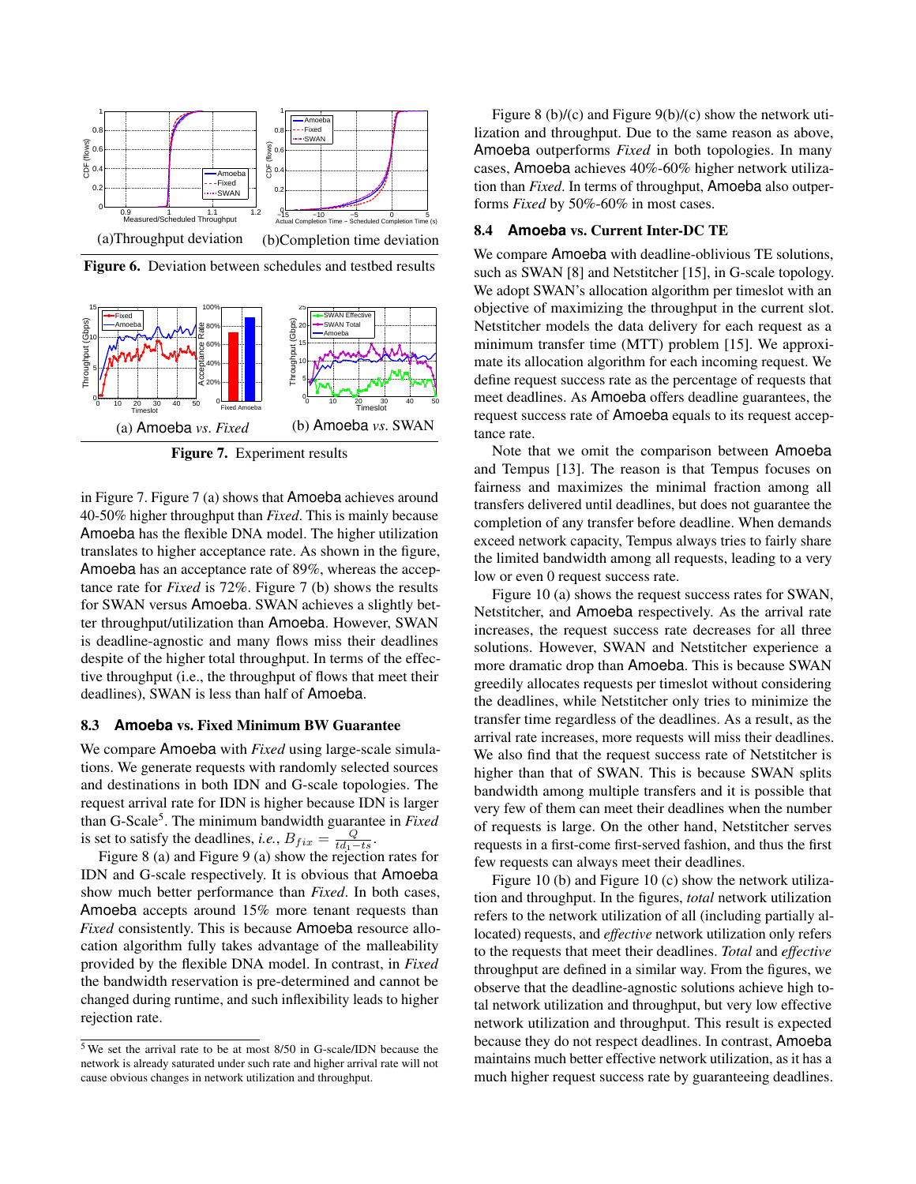1
0.8
0.6
0.4
0.2
0
CDF (flows)
0.9
1
1.1
1.2
Measured/Scheduled Throughput
Amoeba
Fixed
SWAN

(a)Throughput deviation

1
0.8
0.6
0.4
0.2
0
CDF (flows)
−15
−10
−5
0
5
Actual Completion Time − Scheduled Completion Time (s)
Amoeba
Fixed
SWAN

(b)Completion time deviation

**Figure 6.** Deviation between schedules and testbed results

15
10
5
0
Throughput (Gbps)
0
10
20
30
40
50
Timeslot
Fixed
Amoeba

100%
80%
60%
40%
20%
0
Acceptance Rate
Fixed Amoeba

(a) Amoeba *vs. Fixed*

25
20
15
10
5
0
Throughput (Gbps)
0
10
20
30
40
50
Timeslot
SWAN Effective
SWAN Total
Amoeba

(b) Amoeba *vs.* SWAN

**Figure 7.** Experiment results

in Figure 7. Figure 7 (a) shows that Amoeba achieves around 40-50% higher throughput than *Fixed*. This is mainly because Amoeba has the flexible DNA model. The higher utilization translates to higher acceptance rate. As shown in the figure, Amoeba has an acceptance rate of 89%, whereas the acceptance rate for *Fixed* is 72%. Figure 7 (b) shows the results for SWAN versus Amoeba. SWAN achieves a slightly better throughput/utilization than Amoeba. However, SWAN is deadline-agnostic and many flows miss their deadlines despite of the higher total throughput. In terms of the effective throughput (i.e., the throughput of flows that meet their deadlines), SWAN is less than half of Amoeba.

### 8.3 Amoeba vs. Fixed Minimum BW Guarantee

We compare Amoeba with *Fixed* using large-scale simulations. We generate requests with randomly selected sources and destinations in both IDN and G-scale topologies. The request arrival rate for IDN is higher because IDN is larger than G-Scale[5]. The minimum bandwidth guarantee in *Fixed* is set to satisfy the deadlines, *i.e.*, $B_{fix} = \frac{Q}{td_1 - ts}$.

Figure 8 (a) and Figure 9 (a) show the rejection rates for IDN and G-scale respectively. It is obvious that Amoeba show much better performance than *Fixed*. In both cases, Amoeba accepts around 15% more tenant requests than *Fixed* consistently. This is because Amoeba resource allocation algorithm fully takes advantage of the malleability provided by the flexible DNA model. In contrast, in *Fixed* the bandwidth reservation is pre-determined and cannot be changed during runtime, and such inflexibility leads to higher rejection rate.

[5] We set the arrival rate to be at most 8/50 in G-scale/IDN because the network is already saturated under such rate and higher arrival rate will not cause obvious changes in network utilization and throughput.

Figure 8 (b)/(c) and Figure 9(b)/(c) show the network utilization and throughput. Due to the same reason as above, Amoeba outperforms *Fixed* in both topologies. In many cases, Amoeba achieves 40%-60% higher network utilization than *Fixed*. In terms of throughput, Amoeba also outperforms *Fixed* by 50%-60% in most cases.

### 8.4 Amoeba vs. Current Inter-DC TE

We compare Amoeba with deadline-oblivious TE solutions, such as SWAN [8] and Netstitcher [15], in G-scale topology. We adopt SWAN's allocation algorithm per timeslot with an objective of maximizing the throughput in the current slot. Netstitcher models the data delivery for each request as a minimum transfer time (MTT) problem [15]. We approximate its allocation algorithm for each incoming request. We define request success rate as the percentage of requests that meet deadlines. As Amoeba offers deadline guarantees, the request success rate of Amoeba equals to its request acceptance rate.

Note that we omit the comparison between Amoeba and Tempus [13]. The reason is that Tempus focuses on fairness and maximizes the minimal fraction among all transfers delivered until deadlines, but does not guarantee the completion of any transfer before deadline. When demands exceed network capacity, Tempus always tries to fairly share the limited bandwidth among all requests, leading to a very low or even 0 request success rate.

Figure 10 (a) shows the request success rates for SWAN, Netstitcher, and Amoeba respectively. As the arrival rate increases, the request success rate decreases for all three solutions. However, SWAN and Netstitcher experience a more dramatic drop than Amoeba. This is because SWAN greedily allocates requests per timeslot without considering the deadlines, while Netstitcher only tries to minimize the transfer time regardless of the deadlines. As a result, as the arrival rate increases, more requests will miss their deadlines. We also find that the request success rate of Netstitcher is higher than that of SWAN. This is because SWAN splits bandwidth among multiple transfers and it is possible that very few of them can meet their deadlines when the number of requests is large. On the other hand, Netstitcher serves requests in a first-come first-served fashion, and thus the first few requests can always meet their deadlines.

Figure 10 (b) and Figure 10 (c) show the network utilization and throughput. In the figures, *total* network utilization refers to the network utilization of all (including partially allocated) requests, and *effective* network utilization only refers to the requests that meet their deadlines. *Total* and *effective* throughput are defined in a similar way. From the figures, we observe that the deadline-agnostic solutions achieve high total network utilization and throughput, but very low effective network utilization and throughput. This result is expected because they do not respect deadlines. In contrast, Amoeba maintains much better effective network utilization, as it has a much higher request success rate by guaranteeing deadlines.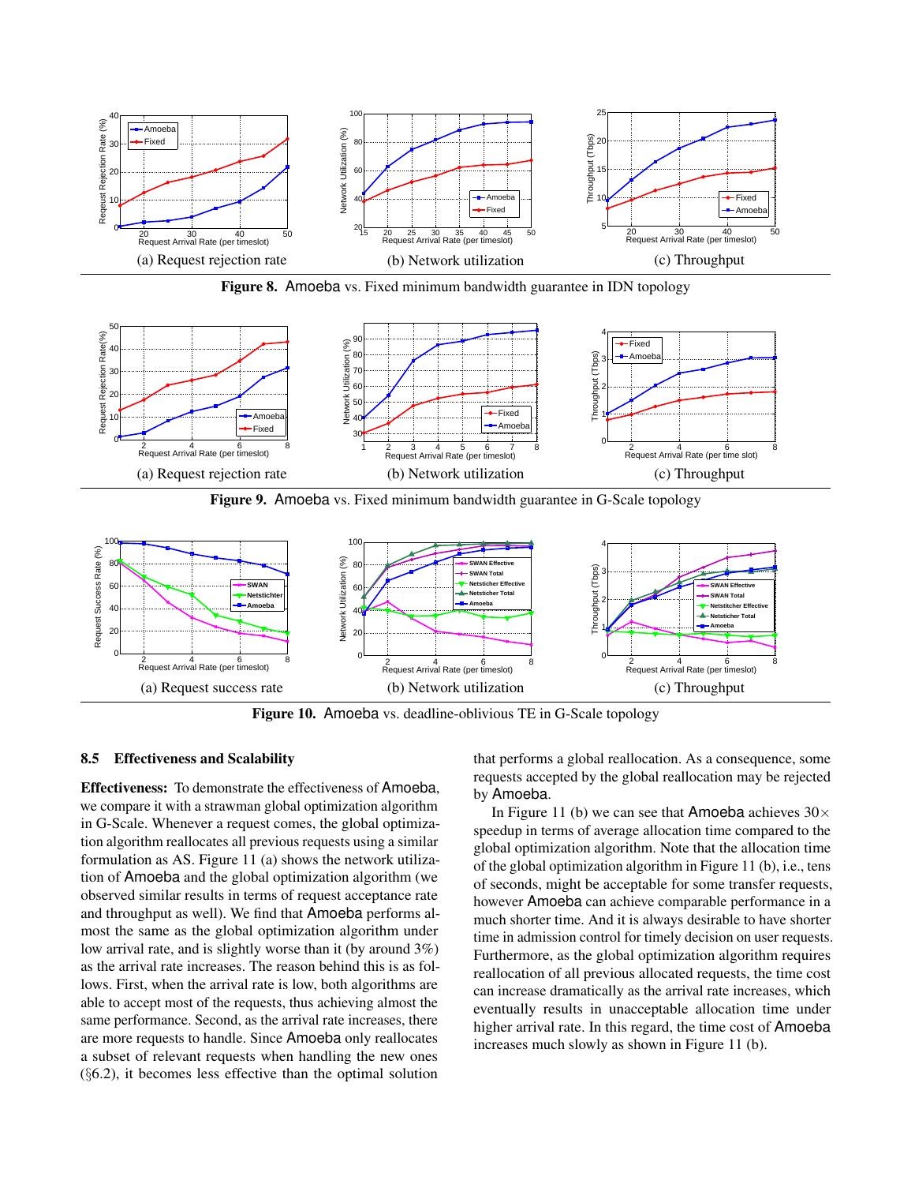(a) Request rejection rate

(b) Network utilization

(c) Throughput

**Figure 8.** Amoeba vs. Fixed minimum bandwidth guarantee in IDN topology

(a) Request rejection rate

(b) Network utilization

(c) Throughput

**Figure 9.** Amoeba vs. Fixed minimum bandwidth guarantee in G-Scale topology

(a) Request success rate

(b) Network utilization

(c) Throughput

**Figure 10.** Amoeba vs. deadline-oblivious TE in G-Scale topology

### 8.5 Effectiveness and Scalability

**Effectiveness:** To demonstrate the effectiveness of Amoeba, we compare it with a strawman global optimization algorithm in G-Scale. Whenever a request comes, the global optimization algorithm reallocates all previous requests using a similar formulation as AS. Figure 11 (a) shows the network utilization of Amoeba and the global optimization algorithm (we observed similar results in terms of request acceptance rate and throughput as well). We find that Amoeba performs almost the same as the global optimization algorithm under low arrival rate, and is slightly worse than it (by around 3%) as the arrival rate increases. The reason behind this is as follows. First, when the arrival rate is low, both algorithms are able to accept most of the requests, thus achieving almost the same performance. Second, as the arrival rate increases, there are more requests to handle. Since Amoeba only reallocates a subset of relevant requests when handling the new ones (§6.2), it becomes less effective than the optimal solution that performs a global reallocation. As a consequence, some requests accepted by the global reallocation may be rejected by Amoeba.

In Figure 11 (b) we can see that Amoeba achieves 30× speedup in terms of average allocation time compared to the global optimization algorithm. Note that the allocation time of the global optimization algorithm in Figure 11 (b), i.e., tens of seconds, might be acceptable for some transfer requests, however Amoeba can achieve comparable performance in a much shorter time. And it is always desirable to have shorter time in admission control for timely decision on user requests. Furthermore, as the global optimization algorithm requires reallocation of all previous allocated requests, the time cost can increase dramatically as the arrival rate increases, which eventually results in unacceptable allocation time under higher arrival rate. In this regard, the time cost of Amoeba increases much slowly as shown in Figure 11 (b).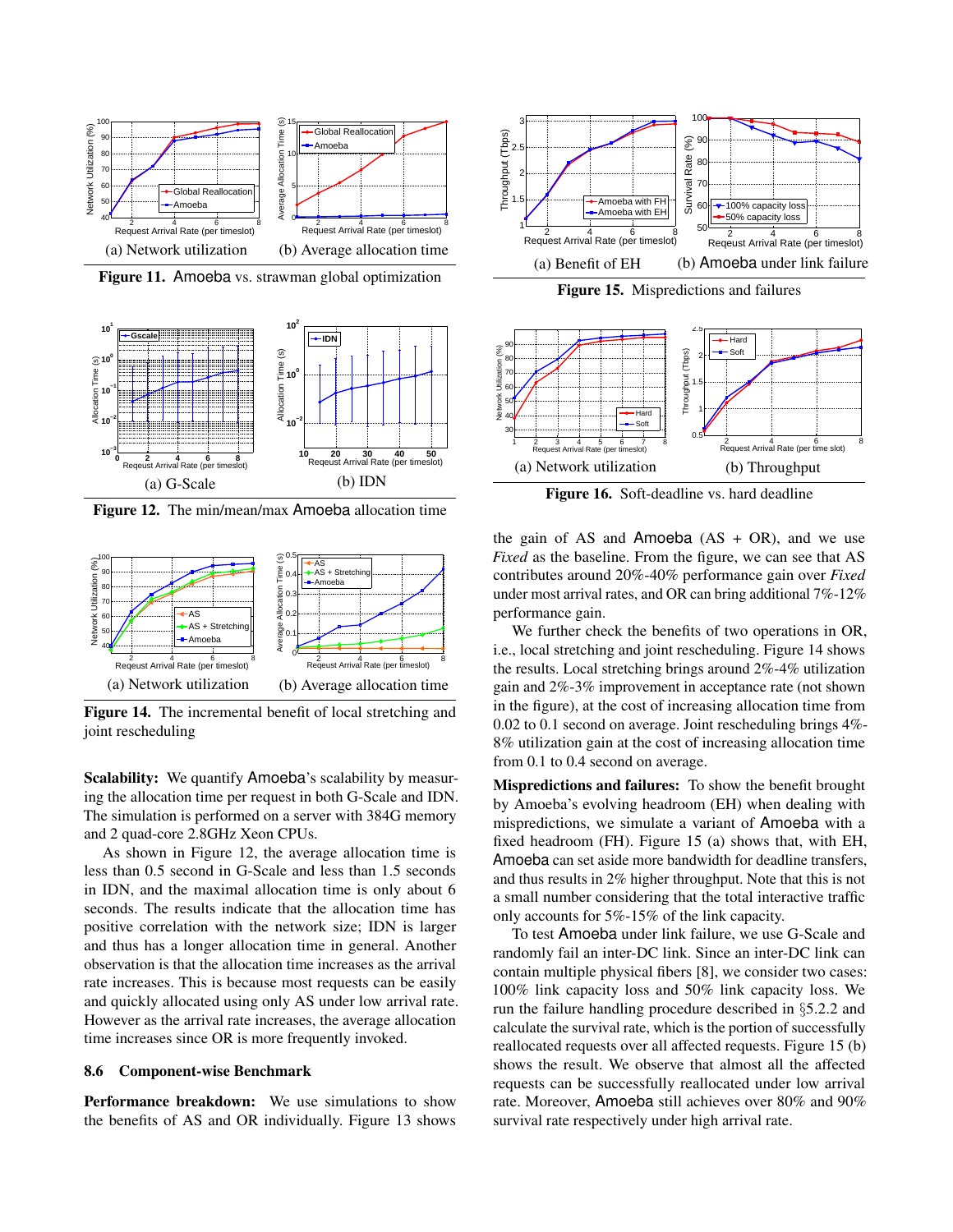(a) Network utilization (b) Average allocation time

**Figure 11.** Amoeba vs. strawman global optimization

(a) G-Scale (b) IDN

**Figure 12.** The min/mean/max Amoeba allocation time

(a) Network utilization (b) Average allocation time

**Figure 14.** The incremental benefit of local stretching and joint rescheduling

**Scalability:** We quantify Amoeba's scalability by measuring the allocation time per request in both G-Scale and IDN. The simulation is performed on a server with 384G memory and 2 quad-core 2.8GHz Xeon CPUs.

As shown in Figure 12, the average allocation time is less than 0.5 second in G-Scale and less than 1.5 seconds in IDN, and the maximal allocation time is only about 6 seconds. The results indicate that the allocation time has positive correlation with the network size; IDN is larger and thus has a longer allocation time in general. Another observation is that the allocation time increases as the arrival rate increases. This is because most requests can be easily and quickly allocated using only AS under low arrival rate. However as the arrival rate increases, the average allocation time increases since OR is more frequently invoked.

## 8.6 Component-wise Benchmark

**Performance breakdown:** We use simulations to show the benefits of AS and OR individually. Figure 13 shows the gain of AS and Amoeba (AS + OR), and we use *Fixed* as the baseline. From the figure, we can see that AS contributes around 20%-40% performance gain over *Fixed* under most arrival rates, and OR can bring additional 7%-12% performance gain.

We further check the benefits of two operations in OR, i.e., local stretching and joint rescheduling. Figure 14 shows the results. Local stretching brings around 2%-4% utilization gain and 2%-3% improvement in acceptance rate (not shown in the figure), at the cost of increasing allocation time from 0.02 to 0.1 second on average. Joint rescheduling brings 4%-8% utilization gain at the cost of increasing allocation time from 0.1 to 0.4 second on average.

(a) Benefit of EH (b) Amoeba under link failure

**Figure 15.** Mispredictions and failures

(a) Network utilization (b) Throughput

**Figure 16.** Soft-deadline vs. hard deadline

**Mispredictions and failures:** To show the benefit brought by Amoeba's evolving headroom (EH) when dealing with mispredictions, we simulate a variant of Amoeba with a fixed headroom (FH). Figure 15 (a) shows that, with EH, Amoeba can set aside more bandwidth for deadline transfers, and thus results in 2% higher throughput. Note that this is not a small number considering that the total interactive traffic only accounts for 5%-15% of the link capacity.

To test Amoeba under link failure, we use G-Scale and randomly fail an inter-DC link. Since an inter-DC link can contain multiple physical fibers [8], we consider two cases: 100% link capacity loss and 50% link capacity loss. We run the failure handling procedure described in §5.2.2 and calculate the survival rate, which is the portion of successfully reallocated requests over all affected requests. Figure 15 (b) shows the result. We observe that almost all the affected requests can be successfully reallocated under low arrival rate. Moreover, Amoeba still achieves over 80% and 90% survival rate respectively under high arrival rate.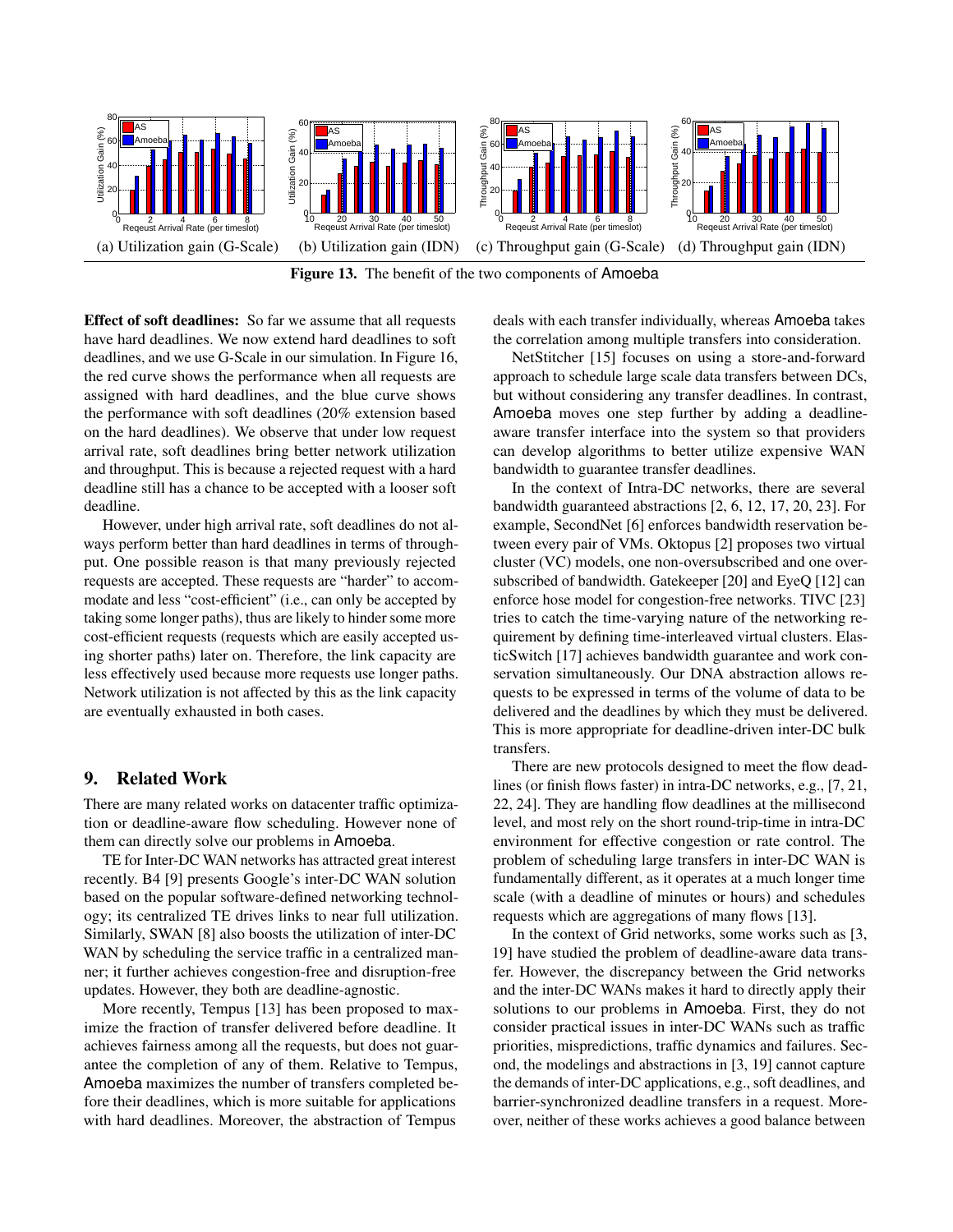80
AS
Amoeba
Utilization Gain (%)
60
40
20
0
0 2 4 6 8
Reqeust Arrival Rate (per timeslot)

(a) Utilization gain (G-Scale)

60
AS
Amoeba
Utilization Gain (%)
40
20
0
10 20 30 40 50
Reqeust Arrival Rate (per timeslot)

(b) Utilization gain (IDN)

80
AS
Amoeba
Throughput Gain (%)
60
40
20
0
0 2 4 6 8
Reqeust Arrival Rate (per timeslot)

(c) Throughput gain (G-Scale)

60
AS
Amoeba
Throughput Gain (%)
40
20
0
10 20 30 40 50
Reqeust Arrival Rate (per timeslot)

(d) Throughput gain (IDN)

**Figure 13.** The benefit of the two components of Amoeba

**Effect of soft deadlines:** So far we assume that all requests have hard deadlines. We now extend hard deadlines to soft deadlines, and we use G-Scale in our simulation. In Figure 16, the red curve shows the performance when all requests are assigned with hard deadlines, and the blue curve shows the performance with soft deadlines (20% extension based on the hard deadlines). We observe that under low request arrival rate, soft deadlines bring better network utilization and throughput. This is because a rejected request with a hard deadline still has a chance to be accepted with a looser soft deadline.

However, under high arrival rate, soft deadlines do not always perform better than hard deadlines in terms of throughput. One possible reason is that many previously rejected requests are accepted. These requests are "harder" to accommodate and less "cost-efficient" (i.e., can only be accepted by taking some longer paths), thus are likely to hinder some more cost-efficient requests (requests which are easily accepted using shorter paths) later on. Therefore, the link capacity are less effectively used because more requests use longer paths. Network utilization is not affected by this as the link capacity are eventually exhausted in both cases.

## 9. Related Work

There are many related works on datacenter traffic optimization or deadline-aware flow scheduling. However none of them can directly solve our problems in Amoeba.

TE for Inter-DC WAN networks has attracted great interest recently. B4 [9] presents Google's inter-DC WAN solution based on the popular software-defined networking technology; its centralized TE drives links to near full utilization. Similarly, SWAN [8] also boosts the utilization of inter-DC WAN by scheduling the service traffic in a centralized manner; it further achieves congestion-free and disruption-free updates. However, they both are deadline-agnostic.

More recently, Tempus [13] has been proposed to maximize the fraction of transfer delivered before deadline. It achieves fairness among all the requests, but does not guarantee the completion of any of them. Relative to Tempus, Amoeba maximizes the number of transfers completed before their deadlines, which is more suitable for applications with hard deadlines. Moreover, the abstraction of Tempus deals with each transfer individually, whereas Amoeba takes the correlation among multiple transfers into consideration.

NetStitcher [15] focuses on using a store-and-forward approach to schedule large scale data transfers between DCs, but without considering any transfer deadlines. In contrast, Amoeba moves one step further by adding a deadline-aware transfer interface into the system so that providers can develop algorithms to better utilize expensive WAN bandwidth to guarantee transfer deadlines.

In the context of Intra-DC networks, there are several bandwidth guaranteed abstractions [2, 6, 12, 17, 20, 23]. For example, SecondNet [6] enforces bandwidth reservation between every pair of VMs. Oktopus [2] proposes two virtual cluster (VC) models, one non-oversubscribed and one oversubscribed of bandwidth. Gatekeeper [20] and EyeQ [12] can enforce hose model for congestion-free networks. TIVC [23] tries to catch the time-varying nature of the networking requirement by defining time-interleaved virtual clusters. ElasticSwitch [17] achieves bandwidth guarantee and work conservation simultaneously. Our DNA abstraction allows requests to be expressed in terms of the volume of data to be delivered and the deadlines by which they must be delivered. This is more appropriate for deadline-driven inter-DC bulk transfers.

There are new protocols designed to meet the flow deadlines (or finish flows faster) in intra-DC networks, e.g., [7, 21, 22, 24]. They are handling flow deadlines at the millisecond level, and most rely on the short round-trip-time in intra-DC environment for effective congestion or rate control. The problem of scheduling large transfers in inter-DC WAN is fundamentally different, as it operates at a much longer time scale (with a deadline of minutes or hours) and schedules requests which are aggregations of many flows [13].

In the context of Grid networks, some works such as [3, 19] have studied the problem of deadline-aware data transfer. However, the discrepancy between the Grid networks and the inter-DC WANs makes it hard to directly apply their solutions to our problems in Amoeba. First, they do not consider practical issues in inter-DC WANs such as traffic priorities, mispredictions, traffic dynamics and failures. Second, the modelings and abstractions in [3, 19] cannot capture the demands of inter-DC applications, e.g., soft deadlines, and barrier-synchronized deadline transfers in a request. Moreover, neither of these works achieves a good balance between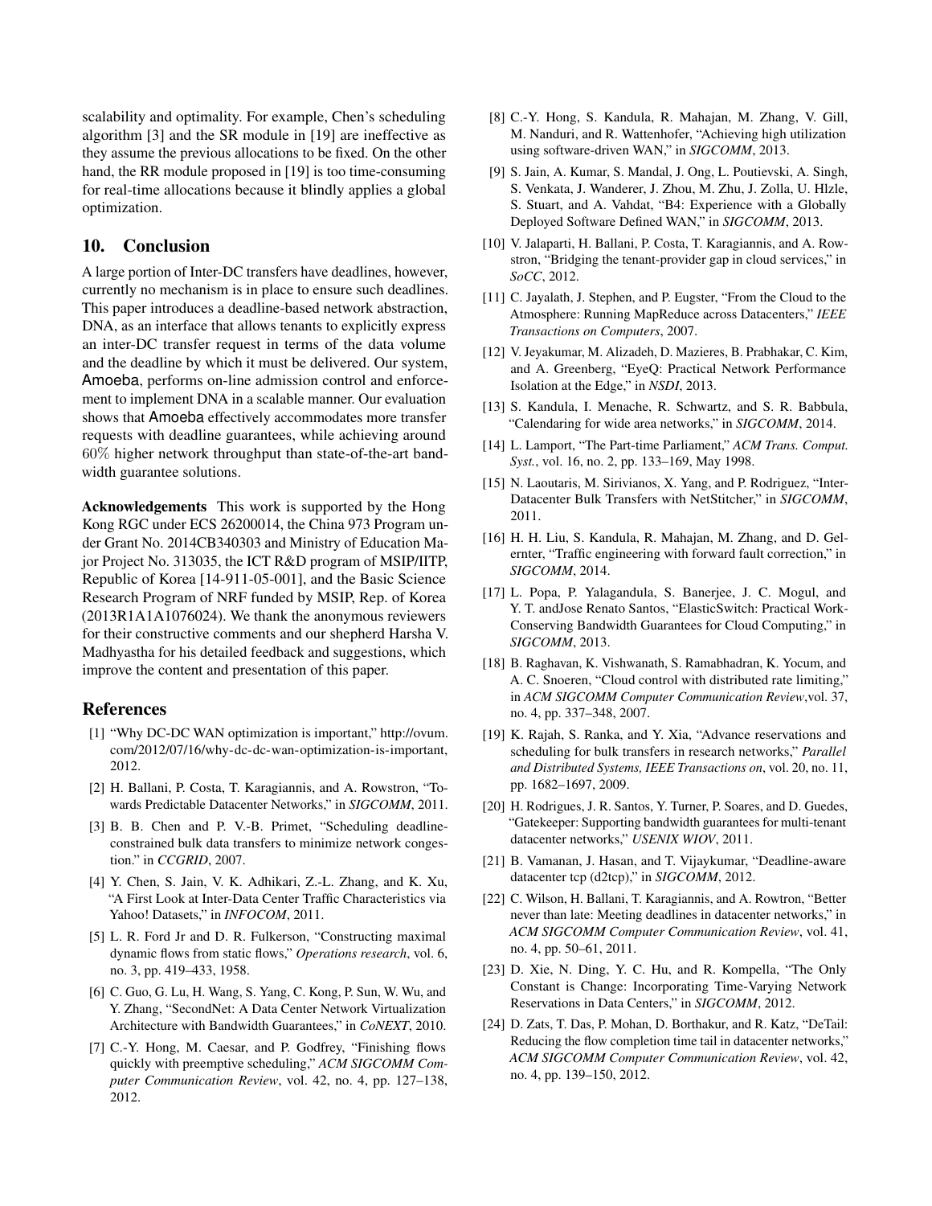scalability and optimality. For example, Chen's scheduling algorithm [3] and the SR module in [19] are ineffective as they assume the previous allocations to be fixed. On the other hand, the RR module proposed in [19] is too time-consuming for real-time allocations because it blindly applies a global optimization.

## 10. Conclusion

A large portion of Inter-DC transfers have deadlines, however, currently no mechanism is in place to ensure such deadlines. This paper introduces a deadline-based network abstraction, DNA, as an interface that allows tenants to explicitly express an inter-DC transfer request in terms of the data volume and the deadline by which it must be delivered. Our system, Amoeba, performs on-line admission control and enforcement to implement DNA in a scalable manner. Our evaluation shows that Amoeba effectively accommodates more transfer requests with deadline guarantees, while achieving around 60% higher network throughput than state-of-the-art bandwidth guarantee solutions.

**Acknowledgements** This work is supported by the Hong Kong RGC under ECS 26200014, the China 973 Program under Grant No. 2014CB340303 and Ministry of Education Major Project No. 313035, the ICT R&D program of MSIP/IITP, Republic of Korea [14-911-05-001], and the Basic Science Research Program of NRF funded by MSIP, Rep. of Korea (2013R1A1A1076024). We thank the anonymous reviewers for their constructive comments and our shepherd Harsha V. Madhyastha for his detailed feedback and suggestions, which improve the content and presentation of this paper.

## References

[1] "Why DC-DC WAN optimization is important," http://ovum.com/2012/07/16/why-dc-dc-wan-optimization-is-important, 2012.

[2] H. Ballani, P. Costa, T. Karagiannis, and A. Rowstron, "Towards Predictable Datacenter Networks," in *SIGCOMM*, 2011.

[3] B. B. Chen and P. V.-B. Primet, "Scheduling deadline-constrained bulk data transfers to minimize network congestion." in *CCGRID*, 2007.

[4] Y. Chen, S. Jain, V. K. Adhikari, Z.-L. Zhang, and K. Xu, "A First Look at Inter-Data Center Traffic Characteristics via Yahoo! Datasets," in *INFOCOM*, 2011.

[5] L. R. Ford Jr and D. R. Fulkerson, "Constructing maximal dynamic flows from static flows," *Operations research*, vol. 6, no. 3, pp. 419–433, 1958.

[6] C. Guo, G. Lu, H. Wang, S. Yang, C. Kong, P. Sun, W. Wu, and Y. Zhang, "SecondNet: A Data Center Network Virtualization Architecture with Bandwidth Guarantees," in *CoNEXT*, 2010.

[7] C.-Y. Hong, M. Caesar, and P. Godfrey, "Finishing flows quickly with preemptive scheduling," *ACM SIGCOMM Computer Communication Review*, vol. 42, no. 4, pp. 127–138, 2012.

[8] C.-Y. Hong, S. Kandula, R. Mahajan, M. Zhang, V. Gill, M. Nanduri, and R. Wattenhofer, "Achieving high utilization using software-driven WAN," in *SIGCOMM*, 2013.

[9] S. Jain, A. Kumar, S. Mandal, J. Ong, L. Poutievski, A. Singh, S. Venkata, J. Wanderer, J. Zhou, M. Zhu, J. Zolla, U. Hlzle, S. Stuart, and A. Vahdat, "B4: Experience with a Globally Deployed Software Defined WAN," in *SIGCOMM*, 2013.

[10] V. Jalaparti, H. Ballani, P. Costa, T. Karagiannis, and A. Rowstron, "Bridging the tenant-provider gap in cloud services," in *SoCC*, 2012.

[11] C. Jayalath, J. Stephen, and P. Eugster, "From the Cloud to the Atmosphere: Running MapReduce across Datacenters," *IEEE Transactions on Computers*, 2007.

[12] V. Jeyakumar, M. Alizadeh, D. Mazieres, B. Prabhakar, C. Kim, and A. Greenberg, "EyeQ: Practical Network Performance Isolation at the Edge," in *NSDI*, 2013.

[13] S. Kandula, I. Menache, R. Schwartz, and S. R. Babbula, "Calendaring for wide area networks," in *SIGCOMM*, 2014.

[14] L. Lamport, "The Part-time Parliament," *ACM Trans. Comput. Syst.*, vol. 16, no. 2, pp. 133–169, May 1998.

[15] N. Laoutaris, M. Sirivianos, X. Yang, and P. Rodriguez, "Inter-Datacenter Bulk Transfers with NetStitcher," in *SIGCOMM*, 2011.

[16] H. H. Liu, S. Kandula, R. Mahajan, M. Zhang, and D. Gelernter, "Traffic engineering with forward fault correction," in *SIGCOMM*, 2014.

[17] L. Popa, P. Yalagandula, S. Banerjee, J. C. Mogul, and Y. T. andJose Renato Santos, "ElasticSwitch: Practical Work-Conserving Bandwidth Guarantees for Cloud Computing," in *SIGCOMM*, 2013.

[18] B. Raghavan, K. Vishwanath, S. Ramabhadran, K. Yocum, and A. C. Snoeren, "Cloud control with distributed rate limiting," in *ACM SIGCOMM Computer Communication Review*,vol. 37, no. 4, pp. 337–348, 2007.

[19] K. Rajah, S. Ranka, and Y. Xia, "Advance reservations and scheduling for bulk transfers in research networks," *Parallel and Distributed Systems, IEEE Transactions on*, vol. 20, no. 11, pp. 1682–1697, 2009.

[20] H. Rodrigues, J. R. Santos, Y. Turner, P. Soares, and D. Guedes, "Gatekeeper: Supporting bandwidth guarantees for multi-tenant datacenter networks," *USENIX WIOV*, 2011.

[21] B. Vamanan, J. Hasan, and T. Vijaykumar, "Deadline-aware datacenter tcp (d2tcp)," in *SIGCOMM*, 2012.

[22] C. Wilson, H. Ballani, T. Karagiannis, and A. Rowtron, "Better never than late: Meeting deadlines in datacenter networks," in *ACM SIGCOMM Computer Communication Review*, vol. 41, no. 4, pp. 50–61, 2011.

[23] D. Xie, N. Ding, Y. C. Hu, and R. Kompella, "The Only Constant is Change: Incorporating Time-Varying Network Reservations in Data Centers," in *SIGCOMM*, 2012.

[24] D. Zats, T. Das, P. Mohan, D. Borthakur, and R. Katz, "DeTail: Reducing the flow completion time tail in datacenter networks," *ACM SIGCOMM Computer Communication Review*, vol. 42, no. 4, pp. 139–150, 2012.